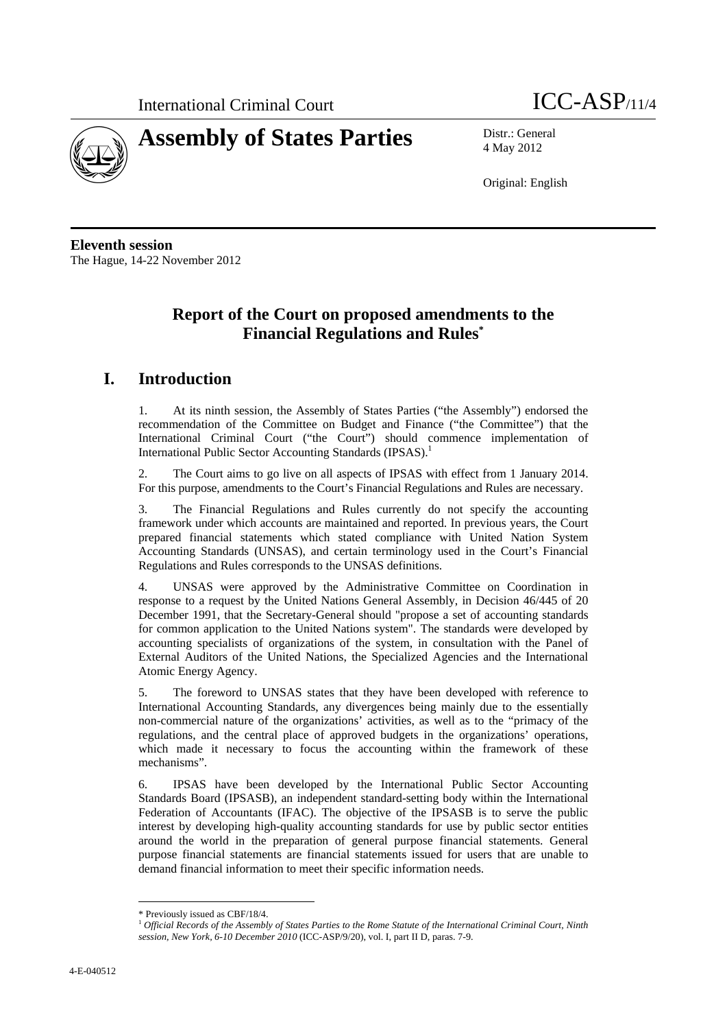International Criminal Court ICC-ASP/11/4

# Assembly of States Parties

Distr.: General
4 May 2012

Original: English

**Eleventh session**
The Hague, 14-22 November 2012

## Report of the Court on proposed amendments to the Financial Regulations and Rules*

## I. Introduction

1. At its ninth session, the Assembly of States Parties ("the Assembly") endorsed the recommendation of the Committee on Budget and Finance ("the Committee") that the International Criminal Court ("the Court") should commence implementation of International Public Sector Accounting Standards (IPSAS).[1]

2. The Court aims to go live on all aspects of IPSAS with effect from 1 January 2014. For this purpose, amendments to the Court's Financial Regulations and Rules are necessary.

3. The Financial Regulations and Rules currently do not specify the accounting framework under which accounts are maintained and reported. In previous years, the Court prepared financial statements which stated compliance with United Nation System Accounting Standards (UNSAS), and certain terminology used in the Court's Financial Regulations and Rules corresponds to the UNSAS definitions.

4. UNSAS were approved by the Administrative Committee on Coordination in response to a request by the United Nations General Assembly, in Decision 46/445 of 20 December 1991, that the Secretary-General should "propose a set of accounting standards for common application to the United Nations system". The standards were developed by accounting specialists of organizations of the system, in consultation with the Panel of External Auditors of the United Nations, the Specialized Agencies and the International Atomic Energy Agency.

5. The foreword to UNSAS states that they have been developed with reference to International Accounting Standards, any divergences being mainly due to the essentially non-commercial nature of the organizations' activities, as well as to the "primacy of the regulations, and the central place of approved budgets in the organizations' operations, which made it necessary to focus the accounting within the framework of these mechanisms".

6. IPSAS have been developed by the International Public Sector Accounting Standards Board (IPSASB), an independent standard-setting body within the International Federation of Accountants (IFAC). The objective of the IPSASB is to serve the public interest by developing high-quality accounting standards for use by public sector entities around the world in the preparation of general purpose financial statements. General purpose financial statements are financial statements issued for users that are unable to demand financial information to meet their specific information needs.

---

\* Previously issued as CBF/18/4.

[1] *Official Records of the Assembly of States Parties to the Rome Statute of the International Criminal Court, Ninth session, New York, 6-10 December 2010* (ICC-ASP/9/20), vol. I, part II D, paras. 7-9.

4-E-040512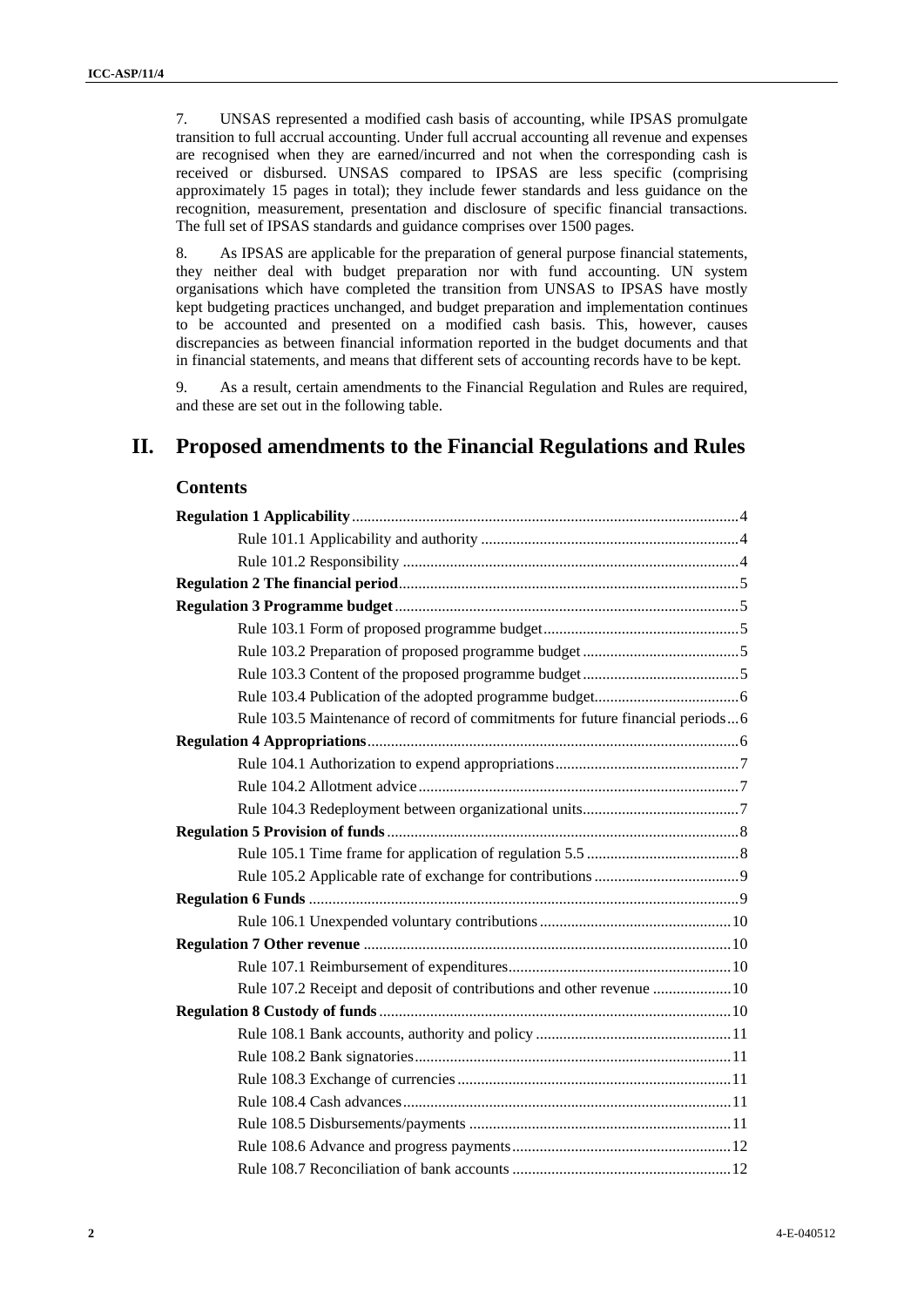7. UNSAS represented a modified cash basis of accounting, while IPSAS promulgate transition to full accrual accounting. Under full accrual accounting all revenue and expenses are recognised when they are earned/incurred and not when the corresponding cash is received or disbursed. UNSAS compared to IPSAS are less specific (comprising approximately 15 pages in total); they include fewer standards and less guidance on the recognition, measurement, presentation and disclosure of specific financial transactions. The full set of IPSAS standards and guidance comprises over 1500 pages.

8. As IPSAS are applicable for the preparation of general purpose financial statements, they neither deal with budget preparation nor with fund accounting. UN system organisations which have completed the transition from UNSAS to IPSAS have mostly kept budgeting practices unchanged, and budget preparation and implementation continues to be accounted and presented on a modified cash basis. This, however, causes discrepancies as between financial information reported in the budget documents and that in financial statements, and means that different sets of accounting records have to be kept.

9. As a result, certain amendments to the Financial Regulation and Rules are required, and these are set out in the following table.

# II. Proposed amendments to the Financial Regulations and Rules

## Contents

**Regulation 1 Applicability** .......... 4
- Rule 101.1 Applicability and authority .......... 4
- Rule 101.2 Responsibility .......... 4

**Regulation 2 The financial period** .......... 5

**Regulation 3 Programme budget** .......... 5
- Rule 103.1 Form of proposed programme budget .......... 5
- Rule 103.2 Preparation of proposed programme budget .......... 5
- Rule 103.3 Content of the proposed programme budget .......... 5
- Rule 103.4 Publication of the adopted programme budget .......... 6
- Rule 103.5 Maintenance of record of commitments for future financial periods .......... 6

**Regulation 4 Appropriations** .......... 6
- Rule 104.1 Authorization to expend appropriations .......... 7
- Rule 104.2 Allotment advice .......... 7
- Rule 104.3 Redeployment between organizational units .......... 7

**Regulation 5 Provision of funds** .......... 8
- Rule 105.1 Time frame for application of regulation 5.5 .......... 8
- Rule 105.2 Applicable rate of exchange for contributions .......... 9

**Regulation 6 Funds** .......... 9
- Rule 106.1 Unexpended voluntary contributions .......... 10

**Regulation 7 Other revenue** .......... 10
- Rule 107.1 Reimbursement of expenditures .......... 10
- Rule 107.2 Receipt and deposit of contributions and other revenue .......... 10

**Regulation 8 Custody of funds** .......... 10
- Rule 108.1 Bank accounts, authority and policy .......... 11
- Rule 108.2 Bank signatories .......... 11
- Rule 108.3 Exchange of currencies .......... 11
- Rule 108.4 Cash advances .......... 11
- Rule 108.5 Disbursements/payments .......... 11
- Rule 108.6 Advance and progress payments .......... 12
- Rule 108.7 Reconciliation of bank accounts .......... 12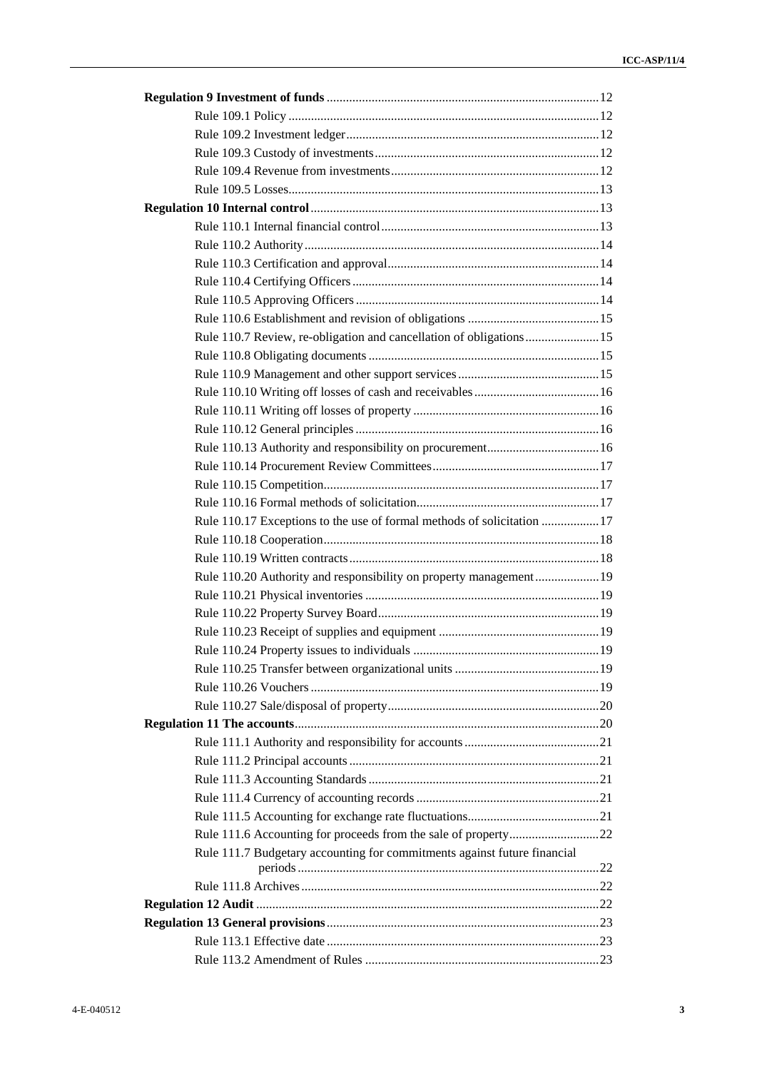**Regulation 9 Investment of funds** .......... 12

Rule 109.1 Policy .......... 12

Rule 109.2 Investment ledger .......... 12

Rule 109.3 Custody of investments .......... 12

Rule 109.4 Revenue from investments .......... 12

Rule 109.5 Losses .......... 13

**Regulation 10 Internal control** .......... 13

Rule 110.1 Internal financial control .......... 13

Rule 110.2 Authority .......... 14

Rule 110.3 Certification and approval .......... 14

Rule 110.4 Certifying Officers .......... 14

Rule 110.5 Approving Officers .......... 14

Rule 110.6 Establishment and revision of obligations .......... 15

Rule 110.7 Review, re-obligation and cancellation of obligations .......... 15

Rule 110.8 Obligating documents .......... 15

Rule 110.9 Management and other support services .......... 15

Rule 110.10 Writing off losses of cash and receivables .......... 16

Rule 110.11 Writing off losses of property .......... 16

Rule 110.12 General principles .......... 16

Rule 110.13 Authority and responsibility on procurement .......... 16

Rule 110.14 Procurement Review Committees .......... 17

Rule 110.15 Competition .......... 17

Rule 110.16 Formal methods of solicitation .......... 17

Rule 110.17 Exceptions to the use of formal methods of solicitation .......... 17

Rule 110.18 Cooperation .......... 18

Rule 110.19 Written contracts .......... 18

Rule 110.20 Authority and responsibility on property management .......... 19

Rule 110.21 Physical inventories .......... 19

Rule 110.22 Property Survey Board .......... 19

Rule 110.23 Receipt of supplies and equipment .......... 19

Rule 110.24 Property issues to individuals .......... 19

Rule 110.25 Transfer between organizational units .......... 19

Rule 110.26 Vouchers .......... 19

Rule 110.27 Sale/disposal of property .......... 20

**Regulation 11 The accounts** .......... 20

Rule 111.1 Authority and responsibility for accounts .......... 21

Rule 111.2 Principal accounts .......... 21

Rule 111.3 Accounting Standards .......... 21

Rule 111.4 Currency of accounting records .......... 21

Rule 111.5 Accounting for exchange rate fluctuations .......... 21

Rule 111.6 Accounting for proceeds from the sale of property .......... 22

Rule 111.7 Budgetary accounting for commitments against future financial periods .......... 22

Rule 111.8 Archives .......... 22

**Regulation 12 Audit** .......... 22

**Regulation 13 General provisions** .......... 23

Rule 113.1 Effective date .......... 23

Rule 113.2 Amendment of Rules .......... 23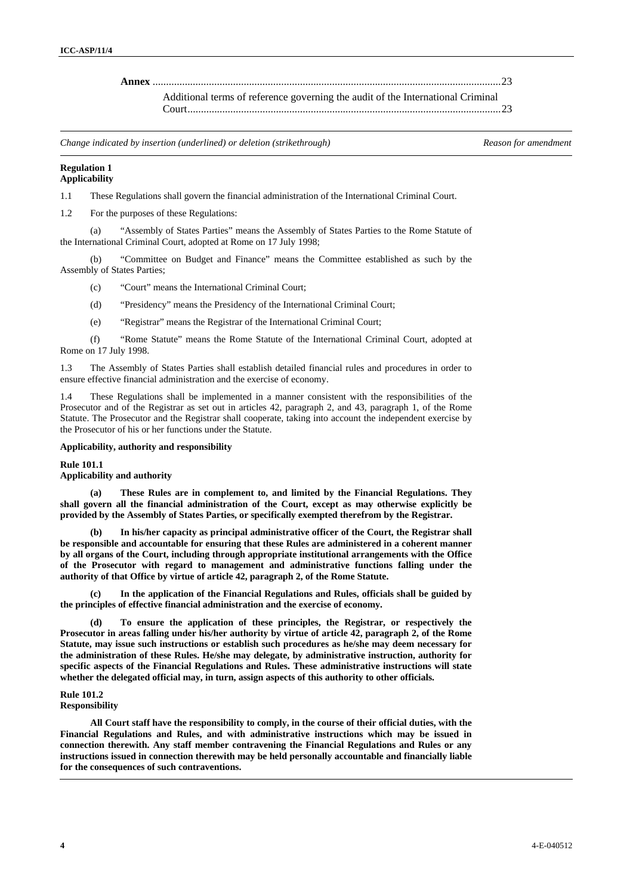**Annex** ..................................................................................................................................23

Additional terms of reference governing the audit of the International Criminal Court.....................................................................................................................23

| *Change indicated by insertion (underlined) or deletion (strikethrough)* | *Reason for amendment* |
|---|---|

**Regulation 1**
**Applicability**

1.1 These Regulations shall govern the financial administration of the International Criminal Court.

1.2 For the purposes of these Regulations:

(a) "Assembly of States Parties" means the Assembly of States Parties to the Rome Statute of the International Criminal Court, adopted at Rome on 17 July 1998;

(b) "Committee on Budget and Finance" means the Committee established as such by the Assembly of States Parties;

(c) "Court" means the International Criminal Court;

(d) "Presidency" means the Presidency of the International Criminal Court;

(e) "Registrar" means the Registrar of the International Criminal Court;

(f) "Rome Statute" means the Rome Statute of the International Criminal Court, adopted at Rome on 17 July 1998.

1.3 The Assembly of States Parties shall establish detailed financial rules and procedures in order to ensure effective financial administration and the exercise of economy.

1.4 These Regulations shall be implemented in a manner consistent with the responsibilities of the Prosecutor and of the Registrar as set out in articles 42, paragraph 2, and 43, paragraph 1, of the Rome Statute. The Prosecutor and the Registrar shall cooperate, taking into account the independent exercise by the Prosecutor of his or her functions under the Statute.

**Applicability, authority and responsibility**

**Rule 101.1**
**Applicability and authority**

**(a) These Rules are in complement to, and limited by the Financial Regulations. They shall govern all the financial administration of the Court, except as may otherwise explicitly be provided by the Assembly of States Parties, or specifically exempted therefrom by the Registrar.**

**(b) In his/her capacity as principal administrative officer of the Court, the Registrar shall be responsible and accountable for ensuring that these Rules are administered in a coherent manner by all organs of the Court, including through appropriate institutional arrangements with the Office of the Prosecutor with regard to management and administrative functions falling under the authority of that Office by virtue of article 42, paragraph 2, of the Rome Statute.**

**(c) In the application of the Financial Regulations and Rules, officials shall be guided by the principles of effective financial administration and the exercise of economy.**

**(d) To ensure the application of these principles, the Registrar, or respectively the Prosecutor in areas falling under his/her authority by virtue of article 42, paragraph 2, of the Rome Statute, may issue such instructions or establish such procedures as he/she may deem necessary for the administration of these Rules. He/she may delegate, by administrative instruction, authority for specific aspects of the Financial Regulations and Rules. These administrative instructions will state whether the delegated official may, in turn, assign aspects of this authority to other officials.**

**Rule 101.2**
**Responsibility**

**All Court staff have the responsibility to comply, in the course of their official duties, with the Financial Regulations and Rules, and with administrative instructions which may be issued in connection therewith. Any staff member contravening the Financial Regulations and Rules or any instructions issued in connection therewith may be held personally accountable and financially liable for the consequences of such contraventions.**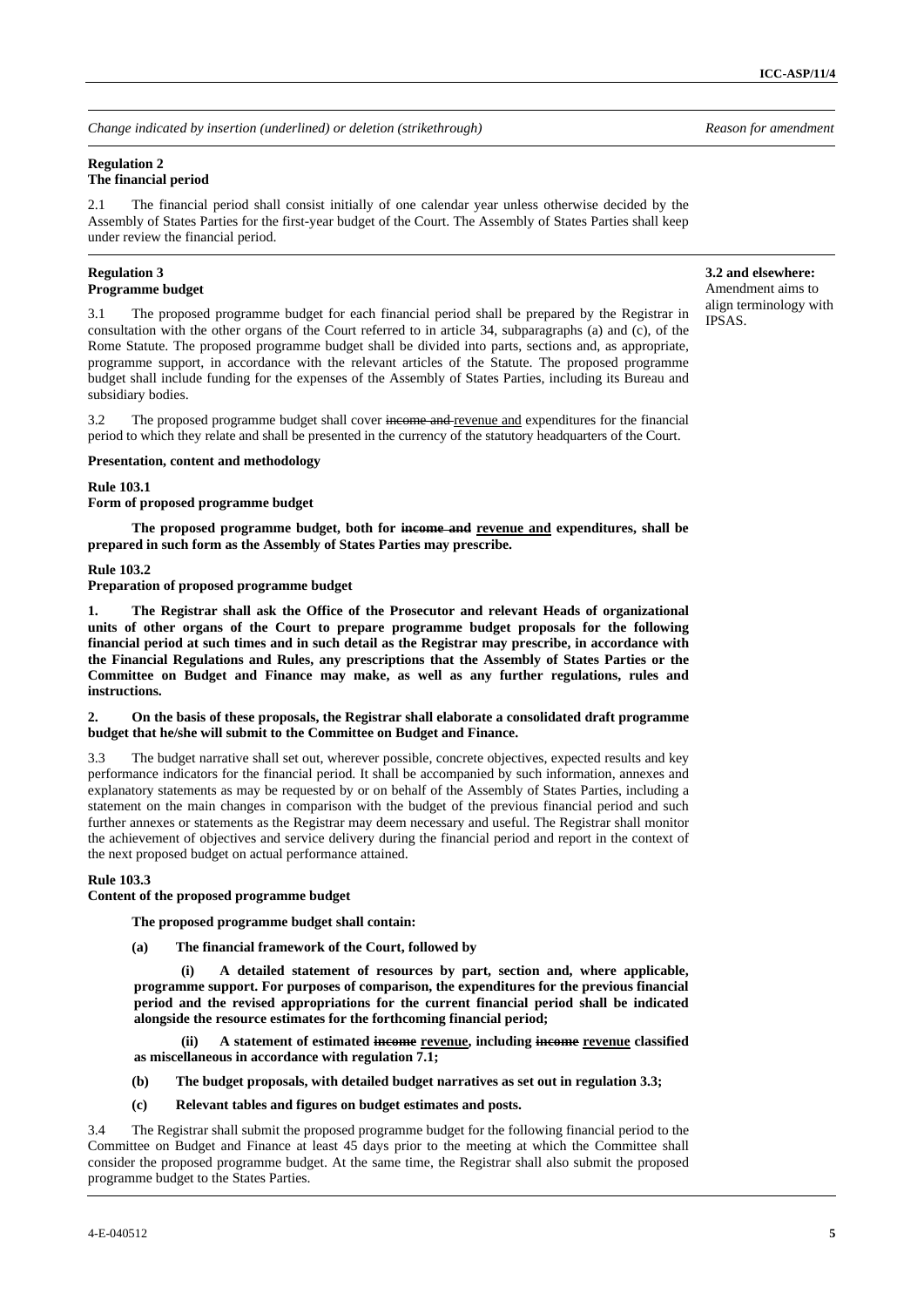*Change indicated by insertion (underlined) or deletion (strikethrough)* | *Reason for amendment*

**Regulation 2**
**The financial period**

2.1 The financial period shall consist initially of one calendar year unless otherwise decided by the Assembly of States Parties for the first-year budget of the Court. The Assembly of States Parties shall keep under review the financial period.

**Regulation 3**
**Programme budget**

**3.2 and elsewhere:** Amendment aims to align terminology with IPSAS.

3.1 The proposed programme budget for each financial period shall be prepared by the Registrar in consultation with the other organs of the Court referred to in article 34, subparagraphs (a) and (c), of the Rome Statute. The proposed programme budget shall be divided into parts, sections and, as appropriate, programme support, in accordance with the relevant articles of the Statute. The proposed programme budget shall include funding for the expenses of the Assembly of States Parties, including its Bureau and subsidiary bodies.

3.2 The proposed programme budget shall cover ~~income and~~ <u>revenue and</u> expenditures for the financial period to which they relate and shall be presented in the currency of the statutory headquarters of the Court.

**Presentation, content and methodology**

**Rule 103.1**
**Form of proposed programme budget**

**The proposed programme budget, both for ~~income and~~ <u>revenue and</u> expenditures, shall be prepared in such form as the Assembly of States Parties may prescribe.**

**Rule 103.2**
**Preparation of proposed programme budget**

**1. The Registrar shall ask the Office of the Prosecutor and relevant Heads of organizational units of other organs of the Court to prepare programme budget proposals for the following financial period at such times and in such detail as the Registrar may prescribe, in accordance with the Financial Regulations and Rules, any prescriptions that the Assembly of States Parties or the Committee on Budget and Finance may make, as well as any further regulations, rules and instructions.**

**2. On the basis of these proposals, the Registrar shall elaborate a consolidated draft programme budget that he/she will submit to the Committee on Budget and Finance.**

3.3 The budget narrative shall set out, wherever possible, concrete objectives, expected results and key performance indicators for the financial period. It shall be accompanied by such information, annexes and explanatory statements as may be requested by or on behalf of the Assembly of States Parties, including a statement on the main changes in comparison with the budget of the previous financial period and such further annexes or statements as the Registrar may deem necessary and useful. The Registrar shall monitor the achievement of objectives and service delivery during the financial period and report in the context of the next proposed budget on actual performance attained.

**Rule 103.3**
**Content of the proposed programme budget**

**The proposed programme budget shall contain:**

**(a) The financial framework of the Court, followed by**

**(i) A detailed statement of resources by part, section and, where applicable, programme support. For purposes of comparison, the expenditures for the previous financial period and the revised appropriations for the current financial period shall be indicated alongside the resource estimates for the forthcoming financial period;**

**(ii) A statement of estimated ~~income~~ <u>revenue</u>, including ~~income~~ <u>revenue</u> classified as miscellaneous in accordance with regulation 7.1;**

**(b) The budget proposals, with detailed budget narratives as set out in regulation 3.3;**

**(c) Relevant tables and figures on budget estimates and posts.**

3.4 The Registrar shall submit the proposed programme budget for the following financial period to the Committee on Budget and Finance at least 45 days prior to the meeting at which the Committee shall consider the proposed programme budget. At the same time, the Registrar shall also submit the proposed programme budget to the States Parties.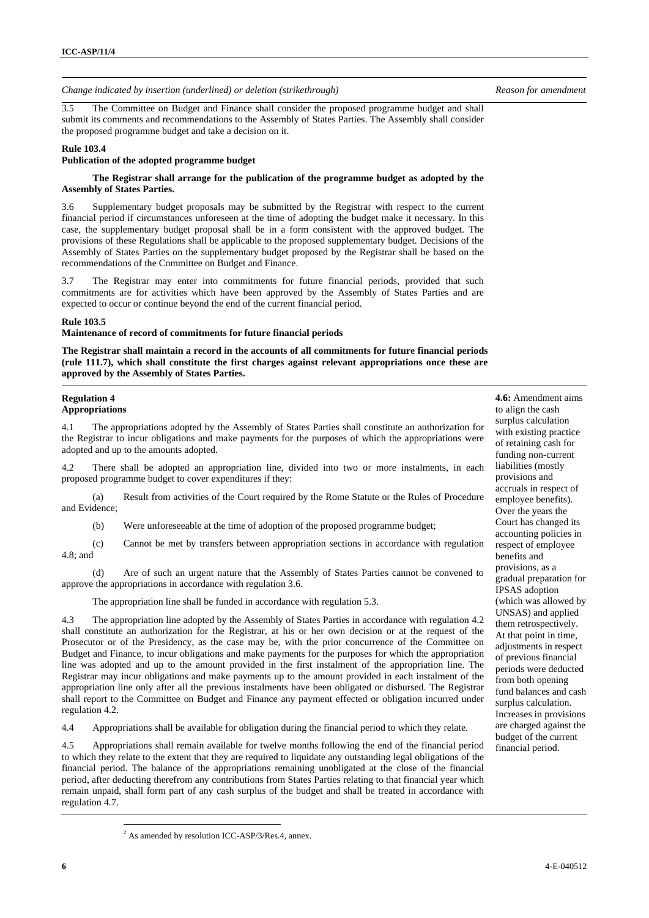*Change indicated by insertion (underlined) or deletion (strikethrough)* — *Reason for amendment*

3.5 The Committee on Budget and Finance shall consider the proposed programme budget and shall submit its comments and recommendations to the Assembly of States Parties. The Assembly shall consider the proposed programme budget and take a decision on it.

**Rule 103.4**
**Publication of the adopted programme budget**

**The Registrar shall arrange for the publication of the programme budget as adopted by the Assembly of States Parties.**

3.6 Supplementary budget proposals may be submitted by the Registrar with respect to the current financial period if circumstances unforeseen at the time of adopting the budget make it necessary. In this case, the supplementary budget proposal shall be in a form consistent with the approved budget. The provisions of these Regulations shall be applicable to the proposed supplementary budget. Decisions of the Assembly of States Parties on the supplementary budget proposed by the Registrar shall be based on the recommendations of the Committee on Budget and Finance.

3.7 The Registrar may enter into commitments for future financial periods, provided that such commitments are for activities which have been approved by the Assembly of States Parties and are expected to occur or continue beyond the end of the current financial period.

**Rule 103.5**
**Maintenance of record of commitments for future financial periods**

**The Registrar shall maintain a record in the accounts of all commitments for future financial periods (rule 111.7), which shall constitute the first charges against relevant appropriations once these are approved by the Assembly of States Parties.**

**Regulation 4**
**Appropriations**

4.1 The appropriations adopted by the Assembly of States Parties shall constitute an authorization for the Registrar to incur obligations and make payments for the purposes of which the appropriations were adopted and up to the amounts adopted.

4.2 There shall be adopted an appropriation line, divided into two or more instalments, in each proposed programme budget to cover expenditures if they:

(a) Result from activities of the Court required by the Rome Statute or the Rules of Procedure and Evidence;

(b) Were unforeseeable at the time of adoption of the proposed programme budget;

(c) Cannot be met by transfers between appropriation sections in accordance with regulation 4.8; and

(d) Are of such an urgent nature that the Assembly of States Parties cannot be convened to approve the appropriations in accordance with regulation 3.6.

The appropriation line shall be funded in accordance with regulation 5.3.

4.3 The appropriation line adopted by the Assembly of States Parties in accordance with regulation 4.2 shall constitute an authorization for the Registrar, at his or her own decision or at the request of the Prosecutor or of the Presidency, as the case may be, with the prior concurrence of the Committee on Budget and Finance, to incur obligations and make payments for the purposes for which the appropriation line was adopted and up to the amount provided in the first instalment of the appropriation line. The Registrar may incur obligations and make payments up to the amount provided in each instalment of the appropriation line only after all the previous instalments have been obligated or disbursed. The Registrar shall report to the Committee on Budget and Finance any payment effected or obligation incurred under regulation 4.2.

4.4 Appropriations shall be available for obligation during the financial period to which they relate.

4.5 Appropriations shall remain available for twelve months following the end of the financial period to which they relate to the extent that they are required to liquidate any outstanding legal obligations of the financial period. The balance of the appropriations remaining unobligated at the close of the financial period, after deducting therefrom any contributions from States Parties relating to that financial year which remain unpaid, shall form part of any cash surplus of the budget and shall be treated in accordance with regulation 4.7.

*Reason for amendment:* **4.6:** Amendment aims to align the cash surplus calculation with existing practice of retaining cash for funding non-current liabilities (mostly provisions and accruals in respect of employee benefits). Over the years the Court has changed its accounting policies in respect of employee benefits and provisions, as a gradual preparation for IPSAS adoption (which was allowed by UNSAS) and applied them retrospectively. At that point in time, adjustments in respect of previous financial periods were deducted from both opening fund balances and cash surplus calculation. Increases in provisions are charged against the budget of the current financial period.

[2] As amended by resolution ICC-ASP/3/Res.4, annex.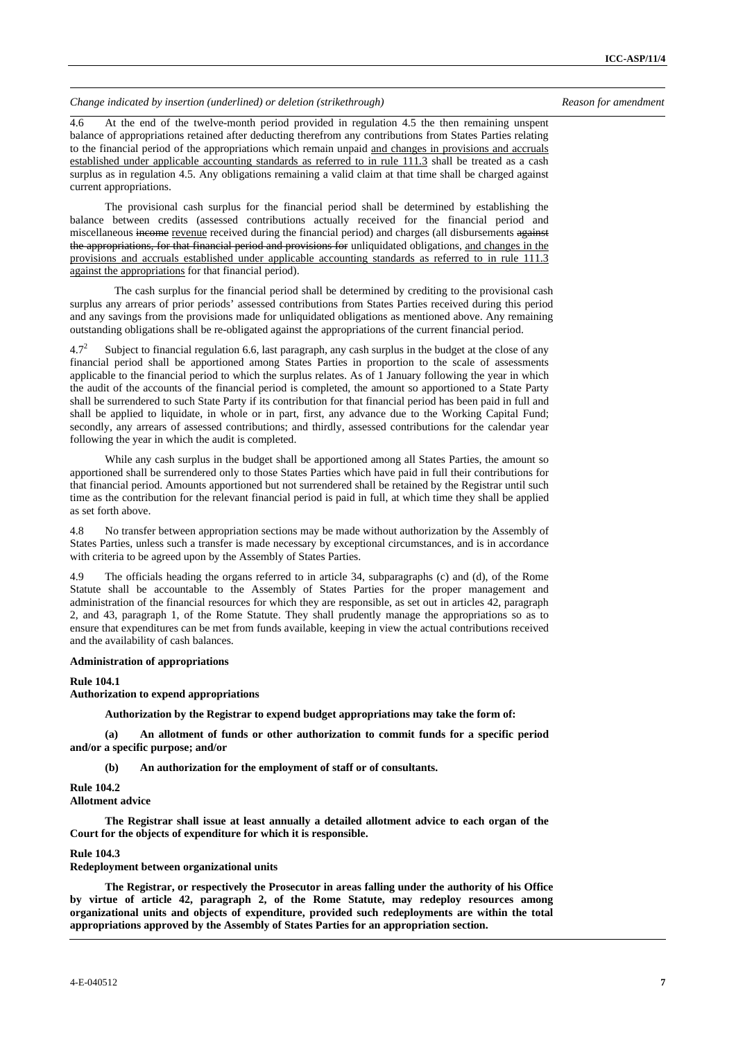*Change indicated by insertion (underlined) or deletion (strikethrough)* | *Reason for amendment*

4.6 At the end of the twelve-month period provided in regulation 4.5 the then remaining unspent balance of appropriations retained after deducting therefrom any contributions from States Parties relating to the financial period of the appropriations which remain unpaid <u>and changes in provisions and accruals established under applicable accounting standards as referred to in rule 111.3</u> shall be treated as a cash surplus as in regulation 4.5. Any obligations remaining a valid claim at that time shall be charged against current appropriations.

The provisional cash surplus for the financial period shall be determined by establishing the balance between credits (assessed contributions actually received for the financial period and miscellaneous ~~income~~ <u>revenue</u> received during the financial period) and charges (all disbursements ~~against the appropriations, for that financial period and provisions for~~ unliquidated obligations, <u>and changes in the provisions and accruals established under applicable accounting standards as referred to in rule 111.3 against the appropriations</u> for that financial period).

The cash surplus for the financial period shall be determined by crediting to the provisional cash surplus any arrears of prior periods' assessed contributions from States Parties received during this period and any savings from the provisions made for unliquidated obligations as mentioned above. Any remaining outstanding obligations shall be re-obligated against the appropriations of the current financial period.

4.7[2] Subject to financial regulation 6.6, last paragraph, any cash surplus in the budget at the close of any financial period shall be apportioned among States Parties in proportion to the scale of assessments applicable to the financial period to which the surplus relates. As of 1 January following the year in which the audit of the accounts of the financial period is completed, the amount so apportioned to a State Party shall be surrendered to such State Party if its contribution for that financial period has been paid in full and shall be applied to liquidate, in whole or in part, first, any advance due to the Working Capital Fund; secondly, any arrears of assessed contributions; and thirdly, assessed contributions for the calendar year following the year in which the audit is completed.

While any cash surplus in the budget shall be apportioned among all States Parties, the amount so apportioned shall be surrendered only to those States Parties which have paid in full their contributions for that financial period. Amounts apportioned but not surrendered shall be retained by the Registrar until such time as the contribution for the relevant financial period is paid in full, at which time they shall be applied as set forth above.

4.8 No transfer between appropriation sections may be made without authorization by the Assembly of States Parties, unless such a transfer is made necessary by exceptional circumstances, and is in accordance with criteria to be agreed upon by the Assembly of States Parties.

4.9 The officials heading the organs referred to in article 34, subparagraphs (c) and (d), of the Rome Statute shall be accountable to the Assembly of States Parties for the proper management and administration of the financial resources for which they are responsible, as set out in articles 42, paragraph 2, and 43, paragraph 1, of the Rome Statute. They shall prudently manage the appropriations so as to ensure that expenditures can be met from funds available, keeping in view the actual contributions received and the availability of cash balances.

**Administration of appropriations**

**Rule 104.1**
**Authorization to expend appropriations**

**Authorization by the Registrar to expend budget appropriations may take the form of:**

**(a) An allotment of funds or other authorization to commit funds for a specific period and/or a specific purpose; and/or**

**(b) An authorization for the employment of staff or of consultants.**

**Rule 104.2**
**Allotment advice**

**The Registrar shall issue at least annually a detailed allotment advice to each organ of the Court for the objects of expenditure for which it is responsible.**

**Rule 104.3**
**Redeployment between organizational units**

**The Registrar, or respectively the Prosecutor in areas falling under the authority of his Office by virtue of article 42, paragraph 2, of the Rome Statute, may redeploy resources among organizational units and objects of expenditure, provided such redeployments are within the total appropriations approved by the Assembly of States Parties for an appropriation section.**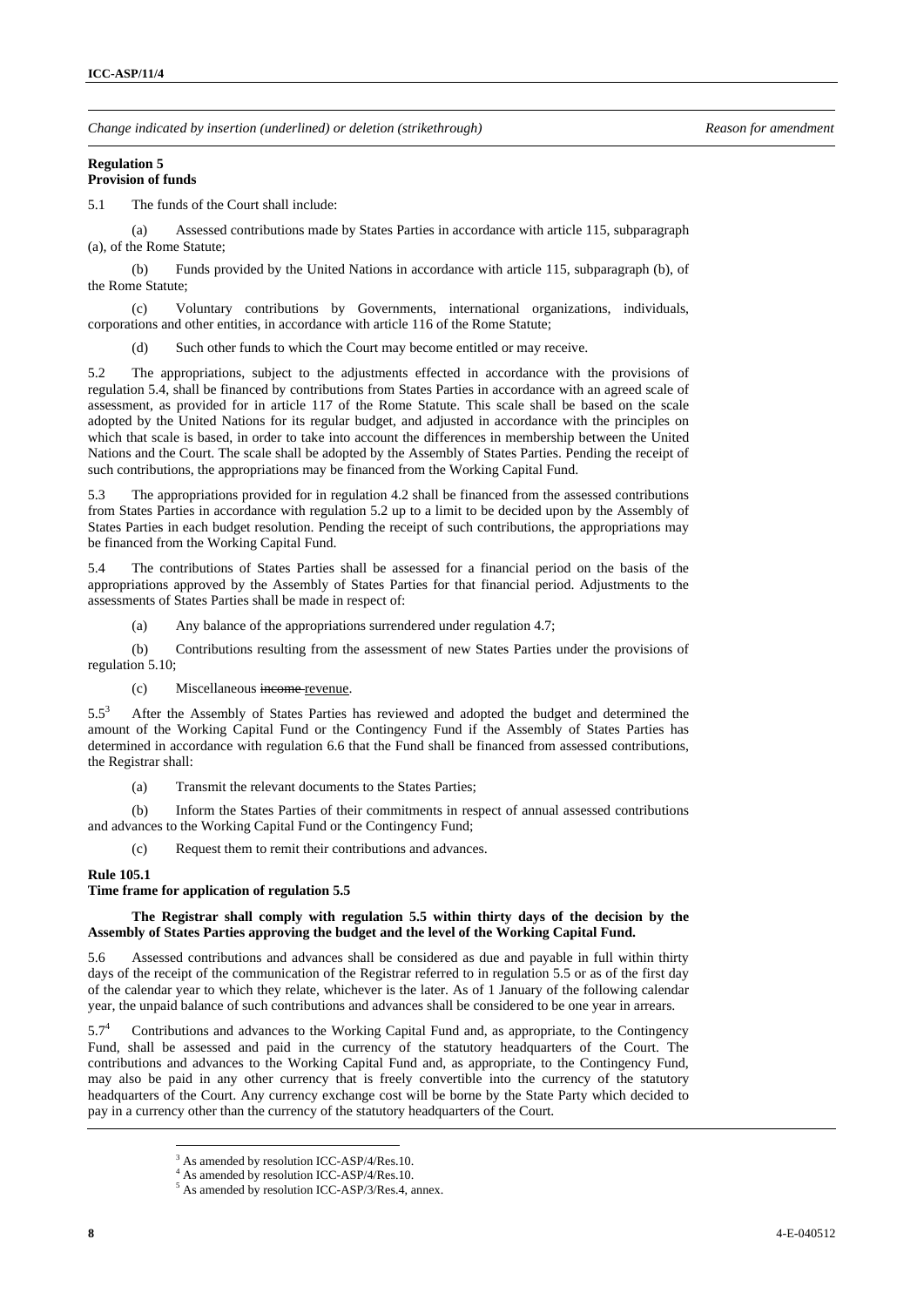*Change indicated by insertion (underlined) or deletion (strikethrough)* *Reason for amendment*

**Regulation 5**
**Provision of funds**

5.1 The funds of the Court shall include:

(a) Assessed contributions made by States Parties in accordance with article 115, subparagraph (a), of the Rome Statute;

(b) Funds provided by the United Nations in accordance with article 115, subparagraph (b), of the Rome Statute;

(c) Voluntary contributions by Governments, international organizations, individuals, corporations and other entities, in accordance with article 116 of the Rome Statute;

(d) Such other funds to which the Court may become entitled or may receive.

5.2 The appropriations, subject to the adjustments effected in accordance with the provisions of regulation 5.4, shall be financed by contributions from States Parties in accordance with an agreed scale of assessment, as provided for in article 117 of the Rome Statute. This scale shall be based on the scale adopted by the United Nations for its regular budget, and adjusted in accordance with the principles on which that scale is based, in order to take into account the differences in membership between the United Nations and the Court. The scale shall be adopted by the Assembly of States Parties. Pending the receipt of such contributions, the appropriations may be financed from the Working Capital Fund.

5.3 The appropriations provided for in regulation 4.2 shall be financed from the assessed contributions from States Parties in accordance with regulation 5.2 up to a limit to be decided upon by the Assembly of States Parties in each budget resolution. Pending the receipt of such contributions, the appropriations may be financed from the Working Capital Fund.

5.4 The contributions of States Parties shall be assessed for a financial period on the basis of the appropriations approved by the Assembly of States Parties for that financial period. Adjustments to the assessments of States Parties shall be made in respect of:

(a) Any balance of the appropriations surrendered under regulation 4.7;

(b) Contributions resulting from the assessment of new States Parties under the provisions of regulation 5.10;

(c) Miscellaneous ~~income~~ <u>revenue</u>.

5.5[3] After the Assembly of States Parties has reviewed and adopted the budget and determined the amount of the Working Capital Fund or the Contingency Fund if the Assembly of States Parties has determined in accordance with regulation 6.6 that the Fund shall be financed from assessed contributions, the Registrar shall:

(a) Transmit the relevant documents to the States Parties;

(b) Inform the States Parties of their commitments in respect of annual assessed contributions and advances to the Working Capital Fund or the Contingency Fund;

(c) Request them to remit their contributions and advances.

**Rule 105.1**
**Time frame for application of regulation 5.5**

**The Registrar shall comply with regulation 5.5 within thirty days of the decision by the Assembly of States Parties approving the budget and the level of the Working Capital Fund.**

5.6 Assessed contributions and advances shall be considered as due and payable in full within thirty days of the receipt of the communication of the Registrar referred to in regulation 5.5 or as of the first day of the calendar year to which they relate, whichever is the later. As of 1 January of the following calendar year, the unpaid balance of such contributions and advances shall be considered to be one year in arrears.

5.7[4] Contributions and advances to the Working Capital Fund and, as appropriate, to the Contingency Fund, shall be assessed and paid in the currency of the statutory headquarters of the Court. The contributions and advances to the Working Capital Fund and, as appropriate, to the Contingency Fund, may also be paid in any other currency that is freely convertible into the currency of the statutory headquarters of the Court. Any currency exchange cost will be borne by the State Party which decided to pay in a currency other than the currency of the statutory headquarters of the Court.

---

[3] As amended by resolution ICC-ASP/4/Res.10.
[4] As amended by resolution ICC-ASP/4/Res.10.
[5] As amended by resolution ICC-ASP/3/Res.4, annex.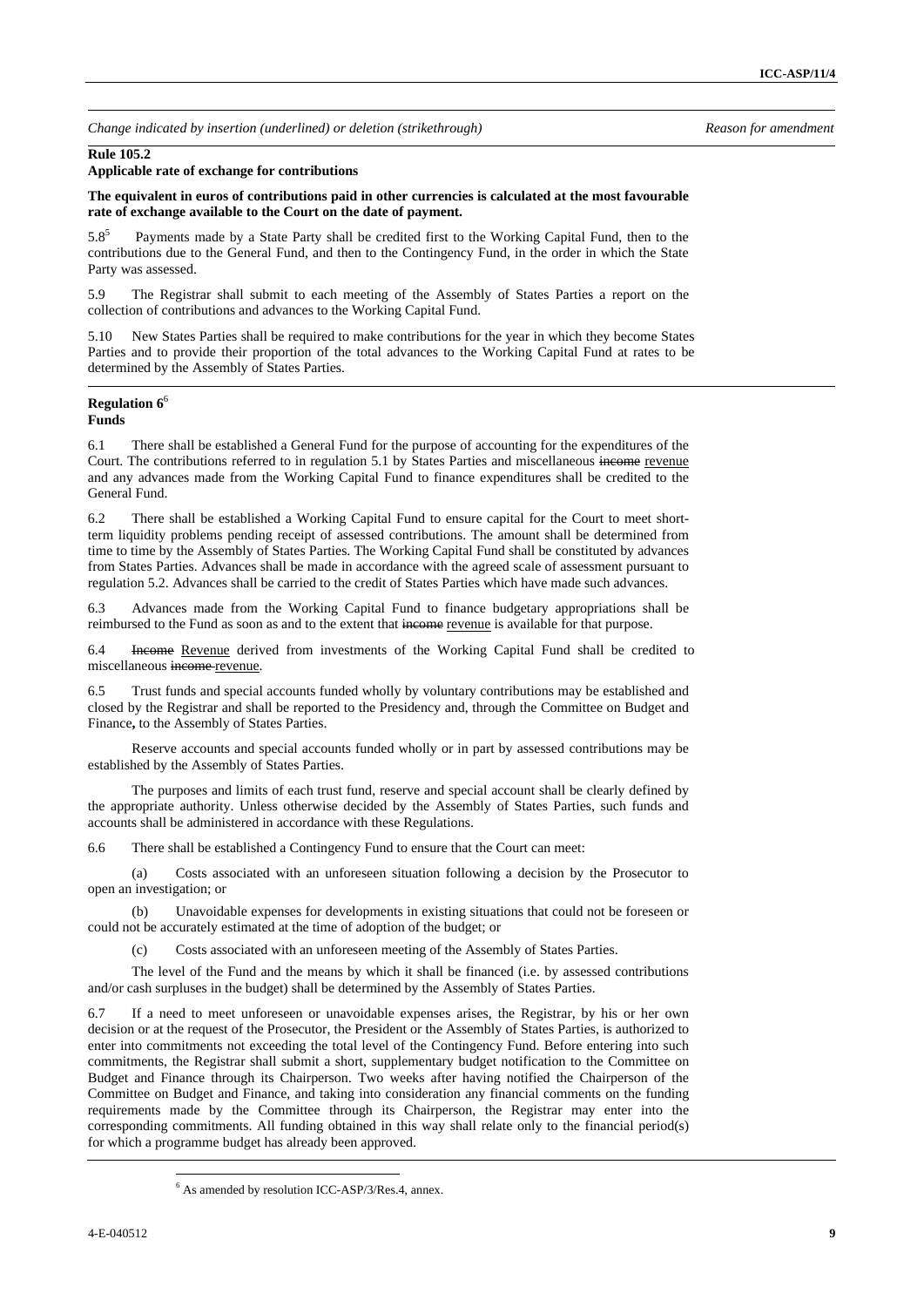*Change indicated by insertion (underlined) or deletion (strikethrough)* *Reason for amendment*

**Rule 105.2**
**Applicable rate of exchange for contributions**

**The equivalent in euros of contributions paid in other currencies is calculated at the most favourable rate of exchange available to the Court on the date of payment.**

5.8[5] Payments made by a State Party shall be credited first to the Working Capital Fund, then to the contributions due to the General Fund, and then to the Contingency Fund, in the order in which the State Party was assessed.

5.9 The Registrar shall submit to each meeting of the Assembly of States Parties a report on the collection of contributions and advances to the Working Capital Fund.

5.10 New States Parties shall be required to make contributions for the year in which they become States Parties and to provide their proportion of the total advances to the Working Capital Fund at rates to be determined by the Assembly of States Parties.

**Regulation 6**[6]
**Funds**

6.1 There shall be established a General Fund for the purpose of accounting for the expenditures of the Court. The contributions referred to in regulation 5.1 by States Parties and miscellaneous ~~income~~ <u>revenue</u> and any advances made from the Working Capital Fund to finance expenditures shall be credited to the General Fund.

6.2 There shall be established a Working Capital Fund to ensure capital for the Court to meet short-term liquidity problems pending receipt of assessed contributions. The amount shall be determined from time to time by the Assembly of States Parties. The Working Capital Fund shall be constituted by advances from States Parties. Advances shall be made in accordance with the agreed scale of assessment pursuant to regulation 5.2. Advances shall be carried to the credit of States Parties which have made such advances.

6.3 Advances made from the Working Capital Fund to finance budgetary appropriations shall be reimbursed to the Fund as soon as and to the extent that ~~income~~ <u>revenue</u> is available for that purpose.

6.4 ~~Income~~ <u>Revenue</u> derived from investments of the Working Capital Fund shall be credited to miscellaneous ~~income~~ <u>revenue</u>.

6.5 Trust funds and special accounts funded wholly by voluntary contributions may be established and closed by the Registrar and shall be reported to the Presidency and, through the Committee on Budget and Finance**,** to the Assembly of States Parties.

Reserve accounts and special accounts funded wholly or in part by assessed contributions may be established by the Assembly of States Parties.

The purposes and limits of each trust fund, reserve and special account shall be clearly defined by the appropriate authority. Unless otherwise decided by the Assembly of States Parties, such funds and accounts shall be administered in accordance with these Regulations.

6.6 There shall be established a Contingency Fund to ensure that the Court can meet:

(a) Costs associated with an unforeseen situation following a decision by the Prosecutor to open an investigation; or

(b) Unavoidable expenses for developments in existing situations that could not be foreseen or could not be accurately estimated at the time of adoption of the budget; or

(c) Costs associated with an unforeseen meeting of the Assembly of States Parties.

The level of the Fund and the means by which it shall be financed (i.e. by assessed contributions and/or cash surpluses in the budget) shall be determined by the Assembly of States Parties.

6.7 If a need to meet unforeseen or unavoidable expenses arises, the Registrar, by his or her own decision or at the request of the Prosecutor, the President or the Assembly of States Parties, is authorized to enter into commitments not exceeding the total level of the Contingency Fund. Before entering into such commitments, the Registrar shall submit a short, supplementary budget notification to the Committee on Budget and Finance through its Chairperson. Two weeks after having notified the Chairperson of the Committee on Budget and Finance, and taking into consideration any financial comments on the funding requirements made by the Committee through its Chairperson, the Registrar may enter into the corresponding commitments. All funding obtained in this way shall relate only to the financial period(s) for which a programme budget has already been approved.

[6] As amended by resolution ICC-ASP/3/Res.4, annex.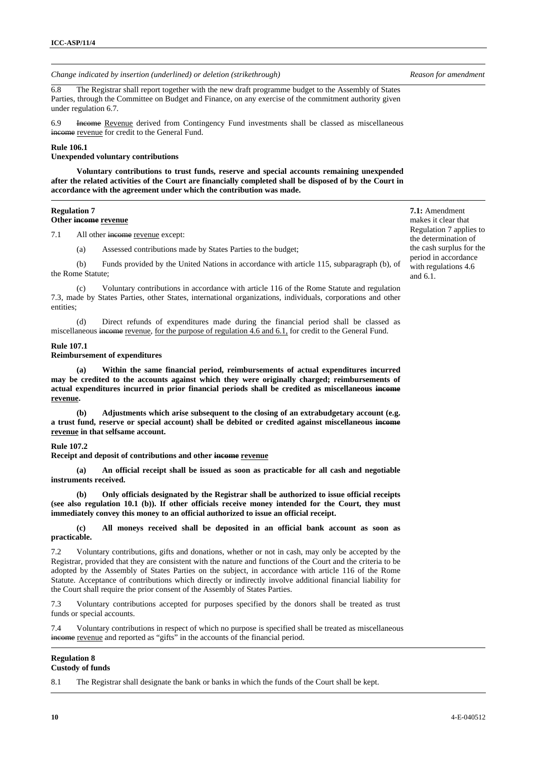| *Change indicated by insertion (underlined) or deletion (strikethrough)* | *Reason for amendment* |
|---|---|
| 6.8 The Registrar shall report together with the new draft programme budget to the Assembly of States Parties, through the Committee on Budget and Finance, on any exercise of the commitment authority given under regulation 6.7.<br><br>6.9 ~~Income~~ <u>Revenue</u> derived from Contingency Fund investments shall be classed as miscellaneous ~~income~~ <u>revenue</u> for credit to the General Fund.<br><br>**Rule 106.1**<br>**Unexpended voluntary contributions**<br><br>**Voluntary contributions to trust funds, reserve and special accounts remaining unexpended after the related activities of the Court are financially completed shall be disposed of by the Court in accordance with the agreement under which the contribution was made.** | |
| **Regulation 7**<br>**Other ~~income~~ <u>revenue</u>**<br><br>7.1 All other ~~income~~ <u>revenue</u> except:<br><br>(a) Assessed contributions made by States Parties to the budget;<br><br>(b) Funds provided by the United Nations in accordance with article 115, subparagraph (b), of the Rome Statute;<br><br>(c) Voluntary contributions in accordance with article 116 of the Rome Statute and regulation 7.3, made by States Parties, other States, international organizations, individuals, corporations and other entities;<br><br>(d) Direct refunds of expenditures made during the financial period shall be classed as miscellaneous ~~income~~ <u>revenue</u>, <u>for the purpose of regulation 4.6 and 6.1,</u> for credit to the General Fund.<br><br>**Rule 107.1**<br>**Reimbursement of expenditures**<br><br>**(a) Within the same financial period, reimbursements of actual expenditures incurred may be credited to the accounts against which they were originally charged; reimbursements of actual expenditures incurred in prior financial periods shall be credited as miscellaneous ~~income~~ <u>revenue</u>.**<br><br>**(b) Adjustments which arise subsequent to the closing of an extrabudgetary account (e.g. a trust fund, reserve or special account) shall be debited or credited against miscellaneous ~~income~~ <u>revenue</u> in that selfsame account.**<br><br>**Rule 107.2**<br>**Receipt and deposit of contributions and other ~~income~~ <u>revenue</u>**<br><br>**(a) An official receipt shall be issued as soon as practicable for all cash and negotiable instruments received.**<br><br>**(b) Only officials designated by the Registrar shall be authorized to issue official receipts (see also regulation 10.1 (b)). If other officials receive money intended for the Court, they must immediately convey this money to an official authorized to issue an official receipt.**<br><br>**(c) All moneys received shall be deposited in an official bank account as soon as practicable.**<br><br>7.2 Voluntary contributions, gifts and donations, whether or not in cash, may only be accepted by the Registrar, provided that they are consistent with the nature and functions of the Court and the criteria to be adopted by the Assembly of States Parties on the subject, in accordance with article 116 of the Rome Statute. Acceptance of contributions which directly or indirectly involve additional financial liability for the Court shall require the prior consent of the Assembly of States Parties.<br><br>7.3 Voluntary contributions accepted for purposes specified by the donors shall be treated as trust funds or special accounts.<br><br>7.4 Voluntary contributions in respect of which no purpose is specified shall be treated as miscellaneous ~~income~~ <u>revenue</u> and reported as "gifts" in the accounts of the financial period. | **7.1:** Amendment makes it clear that Regulation 7 applies to the determination of the cash surplus for the period in accordance with regulations 4.6 and 6.1. |
| **Regulation 8**<br>**Custody of funds**<br><br>8.1 The Registrar shall designate the bank or banks in which the funds of the Court shall be kept. | |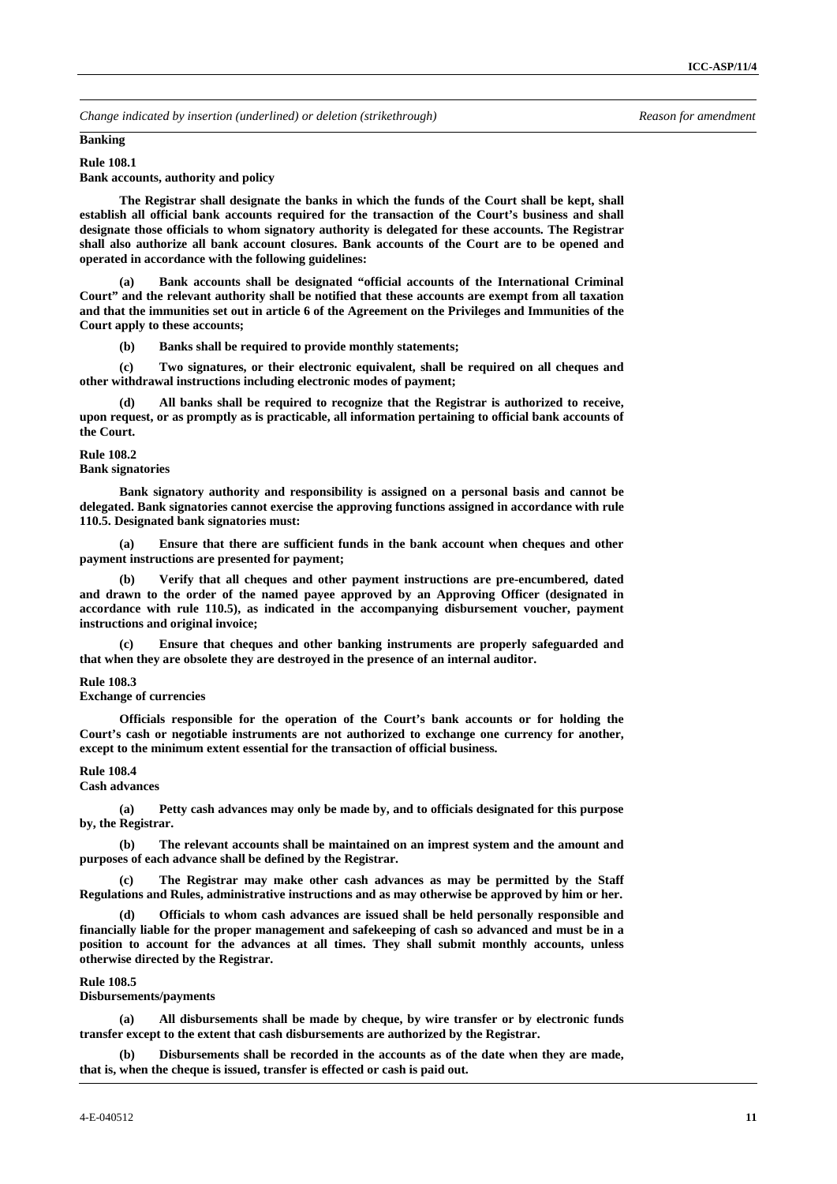*Change indicated by insertion (underlined) or deletion (strikethrough)* *Reason for amendment*

**Banking**

**Rule 108.1**
**Bank accounts, authority and policy**

**The Registrar shall designate the banks in which the funds of the Court shall be kept, shall establish all official bank accounts required for the transaction of the Court's business and shall designate those officials to whom signatory authority is delegated for these accounts. The Registrar shall also authorize all bank account closures. Bank accounts of the Court are to be opened and operated in accordance with the following guidelines:**

**(a) Bank accounts shall be designated "official accounts of the International Criminal Court" and the relevant authority shall be notified that these accounts are exempt from all taxation and that the immunities set out in article 6 of the Agreement on the Privileges and Immunities of the Court apply to these accounts;**

**(b) Banks shall be required to provide monthly statements;**

**(c) Two signatures, or their electronic equivalent, shall be required on all cheques and other withdrawal instructions including electronic modes of payment;**

**(d) All banks shall be required to recognize that the Registrar is authorized to receive, upon request, or as promptly as is practicable, all information pertaining to official bank accounts of the Court.**

**Rule 108.2**
**Bank signatories**

**Bank signatory authority and responsibility is assigned on a personal basis and cannot be delegated. Bank signatories cannot exercise the approving functions assigned in accordance with rule 110.5. Designated bank signatories must:**

**(a) Ensure that there are sufficient funds in the bank account when cheques and other payment instructions are presented for payment;**

**(b) Verify that all cheques and other payment instructions are pre-encumbered, dated and drawn to the order of the named payee approved by an Approving Officer (designated in accordance with rule 110.5), as indicated in the accompanying disbursement voucher, payment instructions and original invoice;**

**(c) Ensure that cheques and other banking instruments are properly safeguarded and that when they are obsolete they are destroyed in the presence of an internal auditor.**

**Rule 108.3**
**Exchange of currencies**

**Officials responsible for the operation of the Court's bank accounts or for holding the Court's cash or negotiable instruments are not authorized to exchange one currency for another, except to the minimum extent essential for the transaction of official business.**

**Rule 108.4**
**Cash advances**

**(a) Petty cash advances may only be made by, and to officials designated for this purpose by, the Registrar.**

**(b) The relevant accounts shall be maintained on an imprest system and the amount and purposes of each advance shall be defined by the Registrar.**

**(c) The Registrar may make other cash advances as may be permitted by the Staff Regulations and Rules, administrative instructions and as may otherwise be approved by him or her.**

**(d) Officials to whom cash advances are issued shall be held personally responsible and financially liable for the proper management and safekeeping of cash so advanced and must be in a position to account for the advances at all times. They shall submit monthly accounts, unless otherwise directed by the Registrar.**

**Rule 108.5**
**Disbursements/payments**

**(a) All disbursements shall be made by cheque, by wire transfer or by electronic funds transfer except to the extent that cash disbursements are authorized by the Registrar.**

**(b) Disbursements shall be recorded in the accounts as of the date when they are made, that is, when the cheque is issued, transfer is effected or cash is paid out.**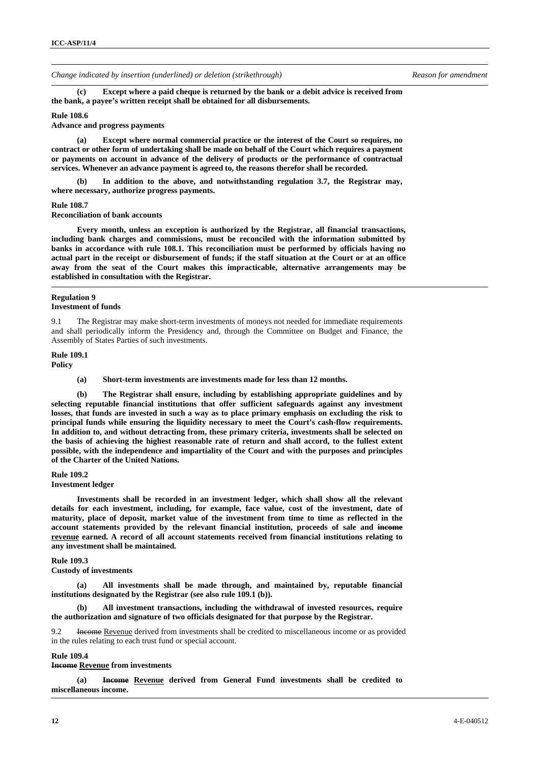*Change indicated by insertion (underlined) or deletion (strikethrough)* *Reason for amendment*

**(c) Except where a paid cheque is returned by the bank or a debit advice is received from the bank, a payee's written receipt shall be obtained for all disbursements.**

**Rule 108.6**
**Advance and progress payments**

**(a) Except where normal commercial practice or the interest of the Court so requires, no contract or other form of undertaking shall be made on behalf of the Court which requires a payment or payments on account in advance of the delivery of products or the performance of contractual services. Whenever an advance payment is agreed to, the reasons therefor shall be recorded.**

**(b) In addition to the above, and notwithstanding regulation 3.7, the Registrar may, where necessary, authorize progress payments.**

**Rule 108.7**
**Reconciliation of bank accounts**

**Every month, unless an exception is authorized by the Registrar, all financial transactions, including bank charges and commissions, must be reconciled with the information submitted by banks in accordance with rule 108.1. This reconciliation must be performed by officials having no actual part in the receipt or disbursement of funds; if the staff situation at the Court or at an office away from the seat of the Court makes this impracticable, alternative arrangements may be established in consultation with the Registrar.**

**Regulation 9**
**Investment of funds**

9.1 The Registrar may make short-term investments of moneys not needed for immediate requirements and shall periodically inform the Presidency and, through the Committee on Budget and Finance, the Assembly of States Parties of such investments.

**Rule 109.1**
**Policy**

**(a) Short-term investments are investments made for less than 12 months.**

**(b) The Registrar shall ensure, including by establishing appropriate guidelines and by selecting reputable financial institutions that offer sufficient safeguards against any investment losses, that funds are invested in such a way as to place primary emphasis on excluding the risk to principal funds while ensuring the liquidity necessary to meet the Court's cash-flow requirements. In addition to, and without detracting from, these primary criteria, investments shall be selected on the basis of achieving the highest reasonable rate of return and shall accord, to the fullest extent possible, with the independence and impartiality of the Court and with the purposes and principles of the Charter of the United Nations.**

**Rule 109.2**
**Investment ledger**

**Investments shall be recorded in an investment ledger, which shall show all the relevant details for each investment, including, for example, face value, cost of the investment, date of maturity, place of deposit, market value of the investment from time to time as reflected in the account statements provided by the relevant financial institution, proceeds of sale and ~~income~~ <u>revenue</u> earned. A record of all account statements received from financial institutions relating to any investment shall be maintained.**

**Rule 109.3**
**Custody of investments**

**(a) All investments shall be made through, and maintained by, reputable financial institutions designated by the Registrar (see also rule 109.1 (b)).**

**(b) All investment transactions, including the withdrawal of invested resources, require the authorization and signature of two officials designated for that purpose by the Registrar.**

9.2 ~~Income~~ <u>Revenue</u> derived from investments shall be credited to miscellaneous income or as provided in the rules relating to each trust fund or special account.

**Rule 109.4**
**~~Income~~ <u>Revenue</u> from investments**

**(a) ~~Income~~ <u>Revenue</u> derived from General Fund investments shall be credited to miscellaneous income.**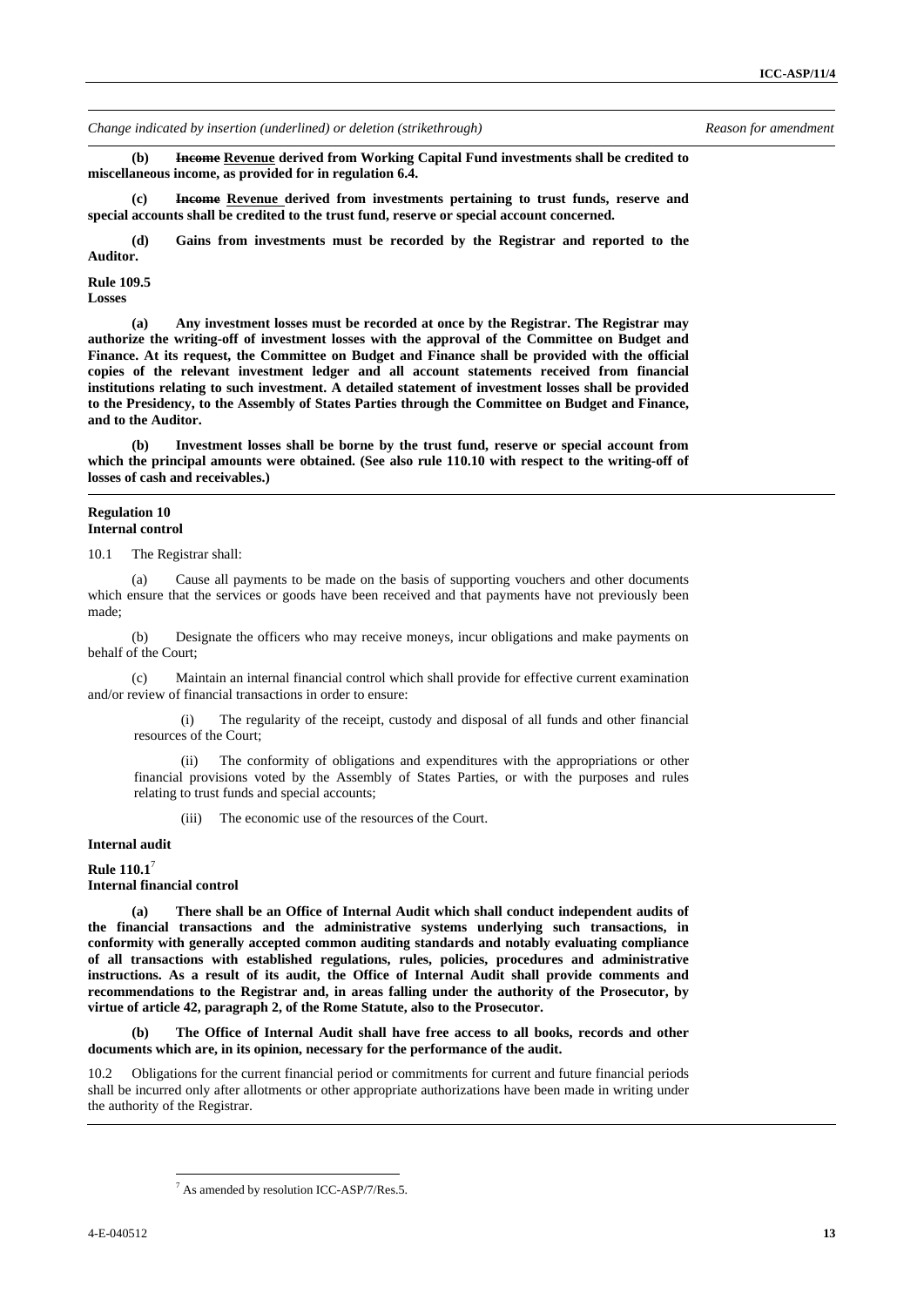*Change indicated by insertion (underlined) or deletion (strikethrough)* *Reason for amendment*

**(b) ~~Income~~ <u>Revenue</u> derived from Working Capital Fund investments shall be credited to miscellaneous income, as provided for in regulation 6.4.**

**(c) ~~Income~~ <u>Revenue</u> derived from investments pertaining to trust funds, reserve and special accounts shall be credited to the trust fund, reserve or special account concerned.**

**(d) Gains from investments must be recorded by the Registrar and reported to the Auditor.**

**Rule 109.5**
**Losses**

**(a) Any investment losses must be recorded at once by the Registrar. The Registrar may authorize the writing-off of investment losses with the approval of the Committee on Budget and Finance. At its request, the Committee on Budget and Finance shall be provided with the official copies of the relevant investment ledger and all account statements received from financial institutions relating to such investment. A detailed statement of investment losses shall be provided to the Presidency, to the Assembly of States Parties through the Committee on Budget and Finance, and to the Auditor.**

**(b) Investment losses shall be borne by the trust fund, reserve or special account from which the principal amounts were obtained. (See also rule 110.10 with respect to the writing-off of losses of cash and receivables.)**

**Regulation 10**
**Internal control**

10.1 The Registrar shall:

(a) Cause all payments to be made on the basis of supporting vouchers and other documents which ensure that the services or goods have been received and that payments have not previously been made;

(b) Designate the officers who may receive moneys, incur obligations and make payments on behalf of the Court;

(c) Maintain an internal financial control which shall provide for effective current examination and/or review of financial transactions in order to ensure:

(i) The regularity of the receipt, custody and disposal of all funds and other financial resources of the Court;

(ii) The conformity of obligations and expenditures with the appropriations or other financial provisions voted by the Assembly of States Parties, or with the purposes and rules relating to trust funds and special accounts;

(iii) The economic use of the resources of the Court.

**Internal audit**

**Rule 110.1**[7]
**Internal financial control**

**(a) There shall be an Office of Internal Audit which shall conduct independent audits of the financial transactions and the administrative systems underlying such transactions, in conformity with generally accepted common auditing standards and notably evaluating compliance of all transactions with established regulations, rules, policies, procedures and administrative instructions. As a result of its audit, the Office of Internal Audit shall provide comments and recommendations to the Registrar and, in areas falling under the authority of the Prosecutor, by virtue of article 42, paragraph 2, of the Rome Statute, also to the Prosecutor.**

**(b) The Office of Internal Audit shall have free access to all books, records and other documents which are, in its opinion, necessary for the performance of the audit.**

10.2 Obligations for the current financial period or commitments for current and future financial periods shall be incurred only after allotments or other appropriate authorizations have been made in writing under the authority of the Registrar.

[7] As amended by resolution ICC-ASP/7/Res.5.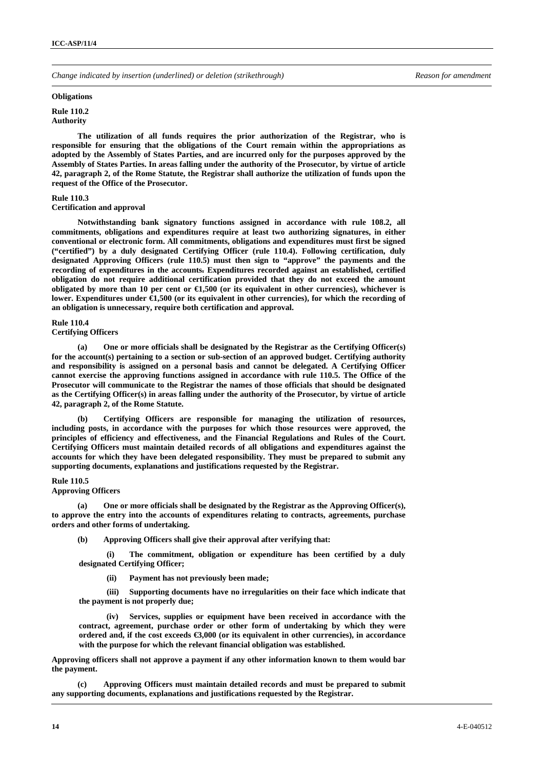*Change indicated by insertion (underlined) or deletion (strikethrough)* | *Reason for amendment*

**Obligations**

**Rule 110.2**
**Authority**

**The utilization of all funds requires the prior authorization of the Registrar, who is responsible for ensuring that the obligations of the Court remain within the appropriations as adopted by the Assembly of States Parties, and are incurred only for the purposes approved by the Assembly of States Parties. In areas falling under the authority of the Prosecutor, by virtue of article 42, paragraph 2, of the Rome Statute, the Registrar shall authorize the utilization of funds upon the request of the Office of the Prosecutor.**

**Rule 110.3**
**Certification and approval**

**Notwithstanding bank signatory functions assigned in accordance with rule 108.2, all commitments, obligations and expenditures require at least two authorizing signatures, in either conventional or electronic form. All commitments, obligations and expenditures must first be signed ("certified") by a duly designated Certifying Officer (rule 110.4). Following certification, duly designated Approving Officers (rule 110.5) must then sign to "approve" the payments and the recording of expenditures in the accounts~~.~~ Expenditures recorded against an established, certified obligation do not require additional certification provided that they do not exceed the amount obligated by more than 10 per cent or €1,500 (or its equivalent in other currencies), whichever is lower. Expenditures under €1,500 (or its equivalent in other currencies), for which the recording of an obligation is unnecessary, require both certification and approval.**

**Rule 110.4**
**Certifying Officers**

**(a) One or more officials shall be designated by the Registrar as the Certifying Officer(s) for the account(s) pertaining to a section or sub-section of an approved budget. Certifying authority and responsibility is assigned on a personal basis and cannot be delegated. A Certifying Officer cannot exercise the approving functions assigned in accordance with rule 110.5. The Office of the Prosecutor will communicate to the Registrar the names of those officials that should be designated as the Certifying Officer(s) in areas falling under the authority of the Prosecutor, by virtue of article 42, paragraph 2, of the Rome Statute.**

**(b) Certifying Officers are responsible for managing the utilization of resources, including posts, in accordance with the purposes for which those resources were approved, the principles of efficiency and effectiveness, and the Financial Regulations and Rules of the Court. Certifying Officers must maintain detailed records of all obligations and expenditures against the accounts for which they have been delegated responsibility. They must be prepared to submit any supporting documents, explanations and justifications requested by the Registrar.**

**Rule 110.5**
**Approving Officers**

**(a) One or more officials shall be designated by the Registrar as the Approving Officer(s), to approve the entry into the accounts of expenditures relating to contracts, agreements, purchase orders and other forms of undertaking.**

**(b) Approving Officers shall give their approval after verifying that:**

**(i) The commitment, obligation or expenditure has been certified by a duly designated Certifying Officer;**

**(ii) Payment has not previously been made;**

**(iii) Supporting documents have no irregularities on their face which indicate that the payment is not properly due;**

**(iv) Services, supplies or equipment have been received in accordance with the contract, agreement, purchase order or other form of undertaking by which they were ordered and, if the cost exceeds €3,000 (or its equivalent in other currencies), in accordance with the purpose for which the relevant financial obligation was established.**

**Approving officers shall not approve a payment if any other information known to them would bar the payment.**

**(c) Approving Officers must maintain detailed records and must be prepared to submit any supporting documents, explanations and justifications requested by the Registrar.**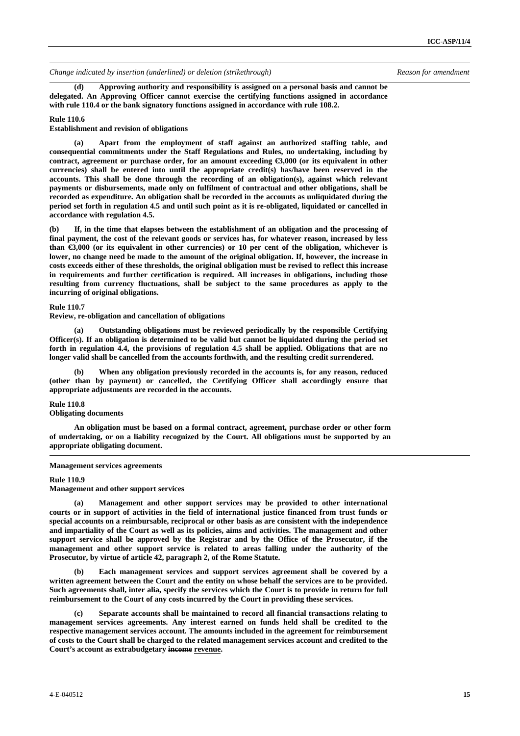*Change indicated by insertion (underlined) or deletion (strikethrough)* *Reason for amendment*

**(d) Approving authority and responsibility is assigned on a personal basis and cannot be delegated. An Approving Officer cannot exercise the certifying functions assigned in accordance with rule 110.4 or the bank signatory functions assigned in accordance with rule 108.2.**

**Rule 110.6**
**Establishment and revision of obligations**

**(a) Apart from the employment of staff against an authorized staffing table, and consequential commitments under the Staff Regulations and Rules, no undertaking, including by contract, agreement or purchase order, for an amount exceeding €3,000 (or its equivalent in other currencies) shall be entered into until the appropriate credit(s) has/have been reserved in the accounts. This shall be done through the recording of an obligation(s), against which relevant payments or disbursements, made only on fulfilment of contractual and other obligations, shall be recorded as expenditure. An obligation shall be recorded in the accounts as unliquidated during the period set forth in regulation 4.5 and until such point as it is re-obligated, liquidated or cancelled in accordance with regulation 4.5.**

**(b) If, in the time that elapses between the establishment of an obligation and the processing of final payment, the cost of the relevant goods or services has, for whatever reason, increased by less than €3,000 (or its equivalent in other currencies) or 10 per cent of the obligation, whichever is lower, no change need be made to the amount of the original obligation. If, however, the increase in costs exceeds either of these thresholds, the original obligation must be revised to reflect this increase in requirements and further certification is required. All increases in obligations, including those resulting from currency fluctuations, shall be subject to the same procedures as apply to the incurring of original obligations.**

**Rule 110.7**
**Review, re-obligation and cancellation of obligations**

**(a) Outstanding obligations must be reviewed periodically by the responsible Certifying Officer(s). If an obligation is determined to be valid but cannot be liquidated during the period set forth in regulation 4.4, the provisions of regulation 4.5 shall be applied. Obligations that are no longer valid shall be cancelled from the accounts forthwith, and the resulting credit surrendered.**

**(b) When any obligation previously recorded in the accounts is, for any reason, reduced (other than by payment) or cancelled, the Certifying Officer shall accordingly ensure that appropriate adjustments are recorded in the accounts.**

**Rule 110.8**
**Obligating documents**

**An obligation must be based on a formal contract, agreement, purchase order or other form of undertaking, or on a liability recognized by the Court. All obligations must be supported by an appropriate obligating document.**

**Management services agreements**

**Rule 110.9**
**Management and other support services**

**(a) Management and other support services may be provided to other international courts or in support of activities in the field of international justice financed from trust funds or special accounts on a reimbursable, reciprocal or other basis as are consistent with the independence and impartiality of the Court as well as its policies, aims and activities. The management and other support service shall be approved by the Registrar and by the Office of the Prosecutor, if the management and other support service is related to areas falling under the authority of the Prosecutor, by virtue of article 42, paragraph 2, of the Rome Statute.**

**(b) Each management services and support services agreement shall be covered by a written agreement between the Court and the entity on whose behalf the services are to be provided. Such agreements shall, inter alia, specify the services which the Court is to provide in return for full reimbursement to the Court of any costs incurred by the Court in providing these services.**

**(c) Separate accounts shall be maintained to record all financial transactions relating to management services agreements. Any interest earned on funds held shall be credited to the respective management services account. The amounts included in the agreement for reimbursement of costs to the Court shall be charged to the related management services account and credited to the Court's account as extrabudgetary ~~income~~ <u>revenue</u>.**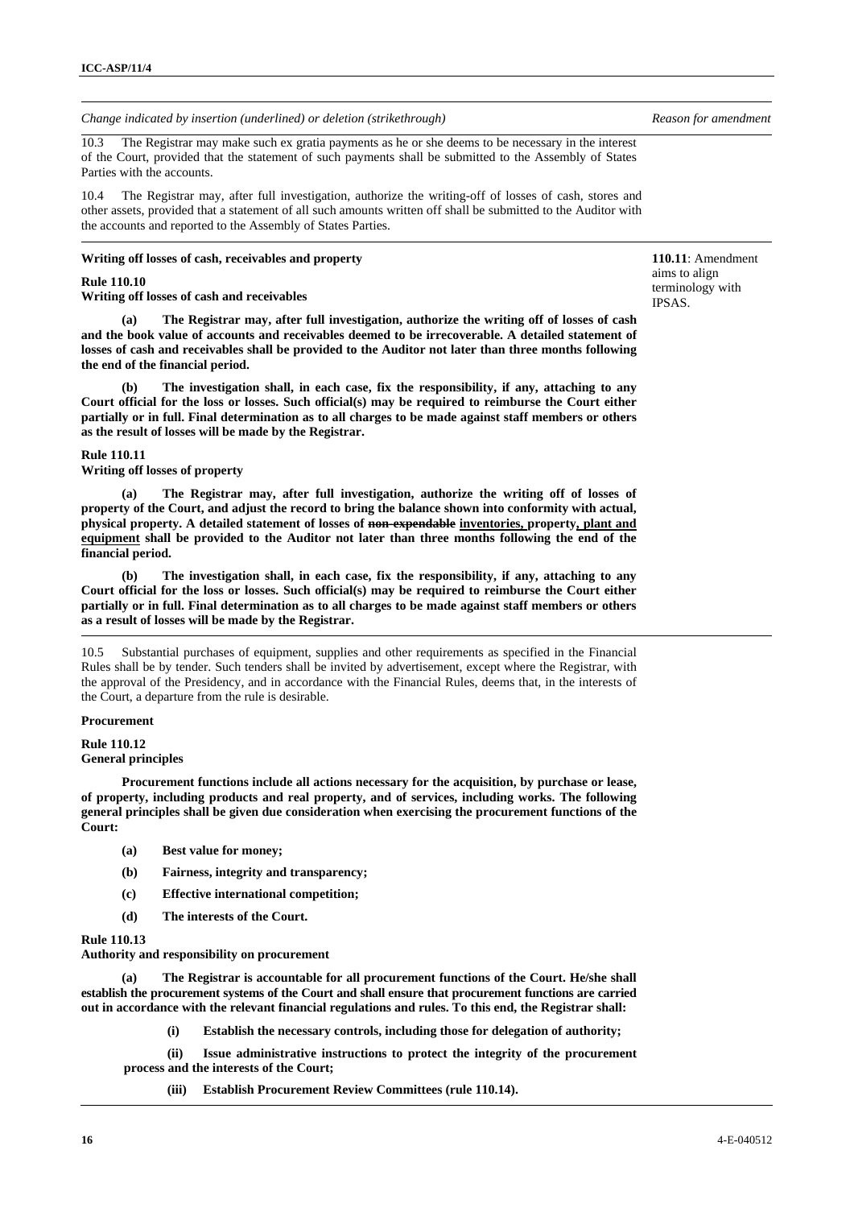*Change indicated by insertion (underlined) or deletion (strikethrough)* | *Reason for amendment*

10.3 The Registrar may make such ex gratia payments as he or she deems to be necessary in the interest of the Court, provided that the statement of such payments shall be submitted to the Assembly of States Parties with the accounts.

10.4 The Registrar may, after full investigation, authorize the writing-off of losses of cash, stores and other assets, provided that a statement of all such amounts written off shall be submitted to the Auditor with the accounts and reported to the Assembly of States Parties.

**Writing off losses of cash, receivables and property**

**110.11**: Amendment aims to align terminology with IPSAS.

**Rule 110.10**
**Writing off losses of cash and receivables**

**(a) The Registrar may, after full investigation, authorize the writing off of losses of cash and the book value of accounts and receivables deemed to be irrecoverable. A detailed statement of losses of cash and receivables shall be provided to the Auditor not later than three months following the end of the financial period.**

**(b) The investigation shall, in each case, fix the responsibility, if any, attaching to any Court official for the loss or losses. Such official(s) may be required to reimburse the Court either partially or in full. Final determination as to all charges to be made against staff members or others as the result of losses will be made by the Registrar.**

**Rule 110.11**
**Writing off losses of property**

**(a) The Registrar may, after full investigation, authorize the writing off of losses of property of the Court, and adjust the record to bring the balance shown into conformity with actual, physical property. A detailed statement of losses of ~~non-expendable~~ <u>inventories,</u> property<u>, plant and equipment</u> shall be provided to the Auditor not later than three months following the end of the financial period.**

**(b) The investigation shall, in each case, fix the responsibility, if any, attaching to any Court official for the loss or losses. Such official(s) may be required to reimburse the Court either partially or in full. Final determination as to all charges to be made against staff members or others as a result of losses will be made by the Registrar.**

10.5 Substantial purchases of equipment, supplies and other requirements as specified in the Financial Rules shall be by tender. Such tenders shall be invited by advertisement, except where the Registrar, with the approval of the Presidency, and in accordance with the Financial Rules, deems that, in the interests of the Court, a departure from the rule is desirable.

**Procurement**

**Rule 110.12**
**General principles**

**Procurement functions include all actions necessary for the acquisition, by purchase or lease, of property, including products and real property, and of services, including works. The following general principles shall be given due consideration when exercising the procurement functions of the Court:**

- **(a) Best value for money;**
- **(b) Fairness, integrity and transparency;**
- **(c) Effective international competition;**
- **(d) The interests of the Court.**

**Rule 110.13**
**Authority and responsibility on procurement**

**(a) The Registrar is accountable for all procurement functions of the Court. He/she shall establish the procurement systems of the Court and shall ensure that procurement functions are carried out in accordance with the relevant financial regulations and rules. To this end, the Registrar shall:**

- **(i) Establish the necessary controls, including those for delegation of authority;**
- **(ii) Issue administrative instructions to protect the integrity of the procurement process and the interests of the Court;**
- **(iii) Establish Procurement Review Committees (rule 110.14).**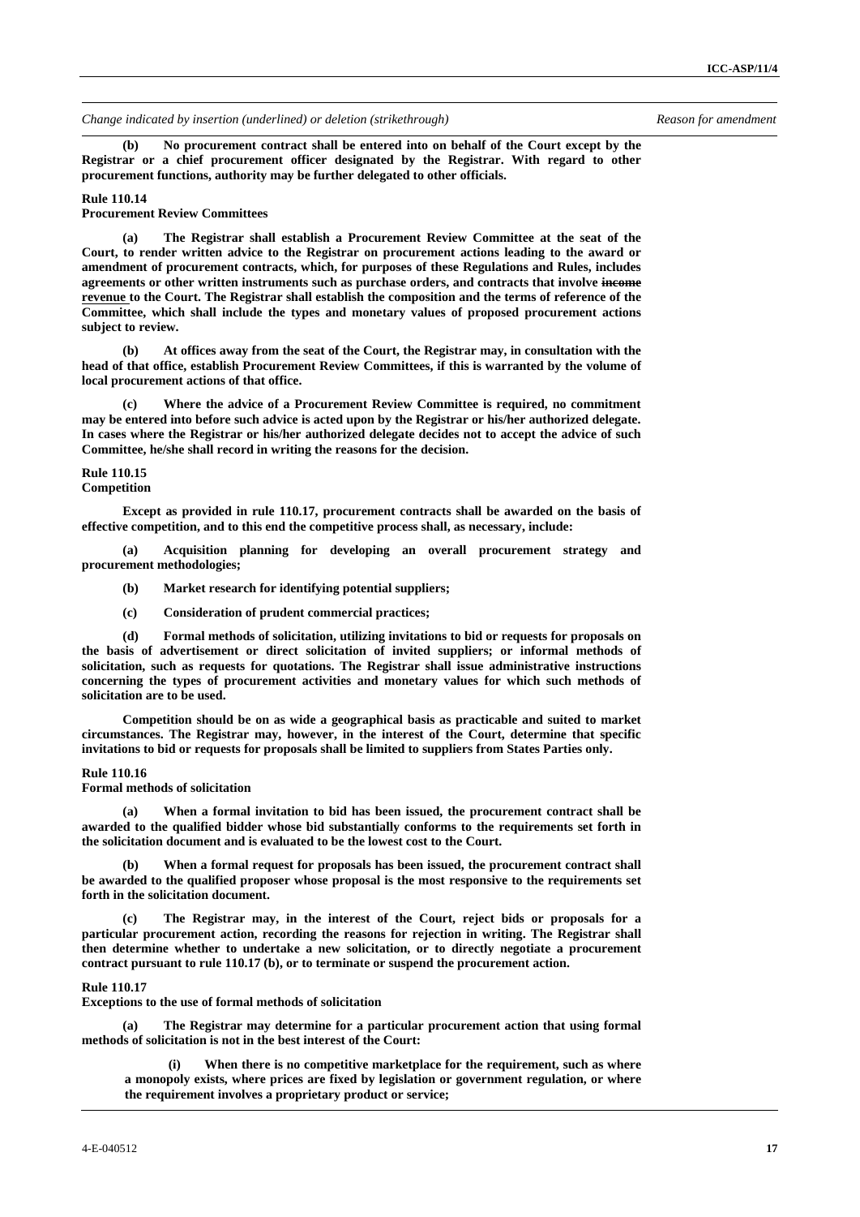*Change indicated by insertion (underlined) or deletion (strikethrough)* *Reason for amendment*

**(b) No procurement contract shall be entered into on behalf of the Court except by the Registrar or a chief procurement officer designated by the Registrar. With regard to other procurement functions, authority may be further delegated to other officials.**

**Rule 110.14**
**Procurement Review Committees**

**(a) The Registrar shall establish a Procurement Review Committee at the seat of the Court, to render written advice to the Registrar on procurement actions leading to the award or amendment of procurement contracts, which, for purposes of these Regulations and Rules, includes agreements or other written instruments such as purchase orders, and contracts that involve ~~income~~ <u>revenue</u> to the Court. The Registrar shall establish the composition and the terms of reference of the Committee, which shall include the types and monetary values of proposed procurement actions subject to review.**

**(b) At offices away from the seat of the Court, the Registrar may, in consultation with the head of that office, establish Procurement Review Committees, if this is warranted by the volume of local procurement actions of that office.**

**(c) Where the advice of a Procurement Review Committee is required, no commitment may be entered into before such advice is acted upon by the Registrar or his/her authorized delegate. In cases where the Registrar or his/her authorized delegate decides not to accept the advice of such Committee, he/she shall record in writing the reasons for the decision.**

**Rule 110.15**
**Competition**

**Except as provided in rule 110.17, procurement contracts shall be awarded on the basis of effective competition, and to this end the competitive process shall, as necessary, include:**

**(a) Acquisition planning for developing an overall procurement strategy and procurement methodologies;**

**(b) Market research for identifying potential suppliers;**

**(c) Consideration of prudent commercial practices;**

**(d) Formal methods of solicitation, utilizing invitations to bid or requests for proposals on the basis of advertisement or direct solicitation of invited suppliers; or informal methods of solicitation, such as requests for quotations. The Registrar shall issue administrative instructions concerning the types of procurement activities and monetary values for which such methods of solicitation are to be used.**

**Competition should be on as wide a geographical basis as practicable and suited to market circumstances. The Registrar may, however, in the interest of the Court, determine that specific invitations to bid or requests for proposals shall be limited to suppliers from States Parties only.**

**Rule 110.16**
**Formal methods of solicitation**

**(a) When a formal invitation to bid has been issued, the procurement contract shall be awarded to the qualified bidder whose bid substantially conforms to the requirements set forth in the solicitation document and is evaluated to be the lowest cost to the Court.**

**(b) When a formal request for proposals has been issued, the procurement contract shall be awarded to the qualified proposer whose proposal is the most responsive to the requirements set forth in the solicitation document.**

**(c) The Registrar may, in the interest of the Court, reject bids or proposals for a particular procurement action, recording the reasons for rejection in writing. The Registrar shall then determine whether to undertake a new solicitation, or to directly negotiate a procurement contract pursuant to rule 110.17 (b), or to terminate or suspend the procurement action.**

**Rule 110.17**
**Exceptions to the use of formal methods of solicitation**

**(a) The Registrar may determine for a particular procurement action that using formal methods of solicitation is not in the best interest of the Court:**

**(i) When there is no competitive marketplace for the requirement, such as where a monopoly exists, where prices are fixed by legislation or government regulation, or where the requirement involves a proprietary product or service;**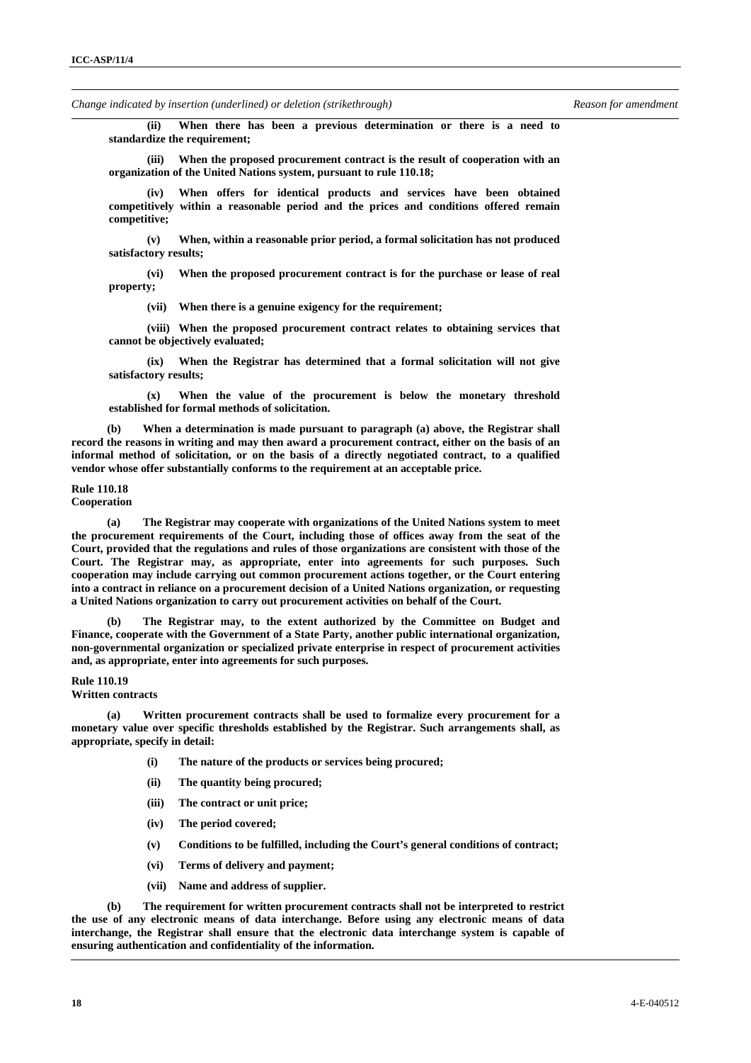*Change indicated by insertion (underlined) or deletion (strikethrough)* *Reason for amendment*

**(ii) When there has been a previous determination or there is a need to standardize the requirement;**

**(iii) When the proposed procurement contract is the result of cooperation with an organization of the United Nations system, pursuant to rule 110.18;**

**(iv) When offers for identical products and services have been obtained competitively within a reasonable period and the prices and conditions offered remain competitive;**

**(v) When, within a reasonable prior period, a formal solicitation has not produced satisfactory results;**

**(vi) When the proposed procurement contract is for the purchase or lease of real property;**

**(vii) When there is a genuine exigency for the requirement;**

**(viii) When the proposed procurement contract relates to obtaining services that cannot be objectively evaluated;**

**(ix) When the Registrar has determined that a formal solicitation will not give satisfactory results;**

**(x) When the value of the procurement is below the monetary threshold established for formal methods of solicitation.**

**(b) When a determination is made pursuant to paragraph (a) above, the Registrar shall record the reasons in writing and may then award a procurement contract, either on the basis of an informal method of solicitation, or on the basis of a directly negotiated contract, to a qualified vendor whose offer substantially conforms to the requirement at an acceptable price.**

**Rule 110.18**
**Cooperation**

**(a) The Registrar may cooperate with organizations of the United Nations system to meet the procurement requirements of the Court, including those of offices away from the seat of the Court, provided that the regulations and rules of those organizations are consistent with those of the Court. The Registrar may, as appropriate, enter into agreements for such purposes. Such cooperation may include carrying out common procurement actions together, or the Court entering into a contract in reliance on a procurement decision of a United Nations organization, or requesting a United Nations organization to carry out procurement activities on behalf of the Court.**

**(b) The Registrar may, to the extent authorized by the Committee on Budget and Finance, cooperate with the Government of a State Party, another public international organization, non-governmental organization or specialized private enterprise in respect of procurement activities and, as appropriate, enter into agreements for such purposes.**

**Rule 110.19**
**Written contracts**

**(a) Written procurement contracts shall be used to formalize every procurement for a monetary value over specific thresholds established by the Registrar. Such arrangements shall, as appropriate, specify in detail:**

**(i) The nature of the products or services being procured;**

**(ii) The quantity being procured;**

**(iii) The contract or unit price;**

**(iv) The period covered;**

**(v) Conditions to be fulfilled, including the Court's general conditions of contract;**

**(vi) Terms of delivery and payment;**

**(vii) Name and address of supplier.**

**(b) The requirement for written procurement contracts shall not be interpreted to restrict the use of any electronic means of data interchange. Before using any electronic means of data interchange, the Registrar shall ensure that the electronic data interchange system is capable of ensuring authentication and confidentiality of the information.**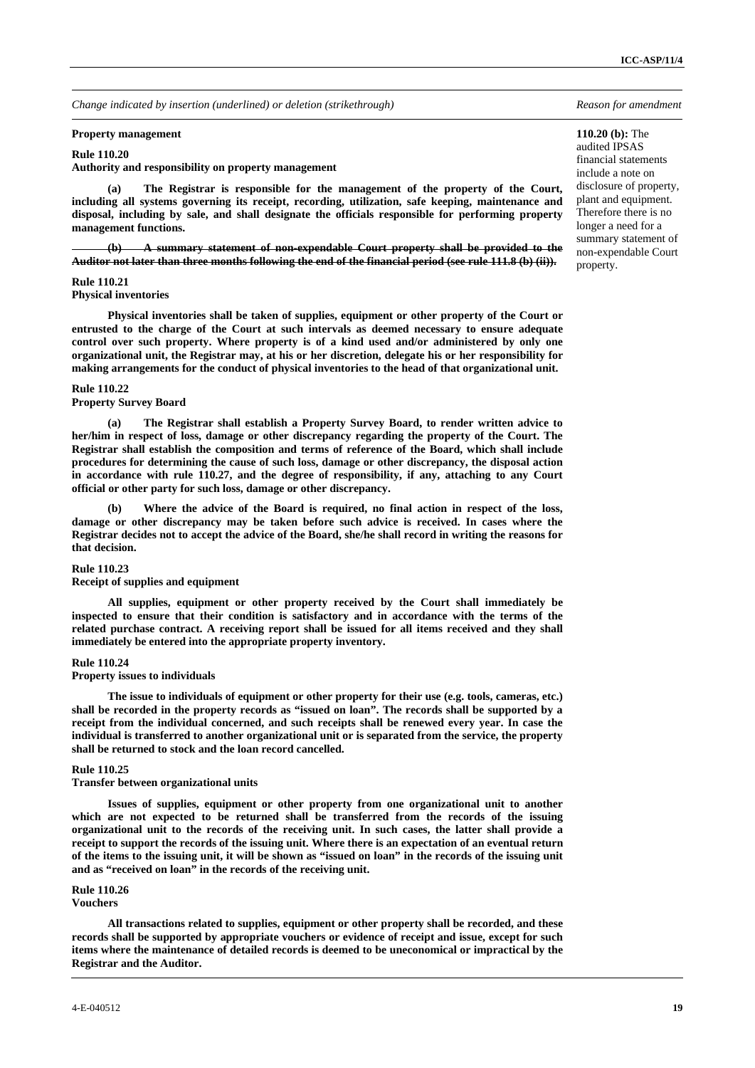| *Change indicated by insertion (underlined) or deletion (strikethrough)* | *Reason for amendment* |
|---|---|
| **Property management**<br><br>**Rule 110.20**<br>**Authority and responsibility on property management**<br><br>**(a) The Registrar is responsible for the management of the property of the Court, including all systems governing its receipt, recording, utilization, safe keeping, maintenance and disposal, including by sale, and shall designate the officials responsible for performing property management functions.**<br><br>~~**(b) A summary statement of non-expendable Court property shall be provided to the Auditor not later than three months following the end of the financial period (see rule 111.8 (b) (ii)).**~~ | **110.20 (b):** The audited IPSAS financial statements include a note on disclosure of property, plant and equipment. Therefore there is no longer a need for a summary statement of non-expendable Court property. |
| **Rule 110.21**<br>**Physical inventories**<br><br>**Physical inventories shall be taken of supplies, equipment or other property of the Court or entrusted to the charge of the Court at such intervals as deemed necessary to ensure adequate control over such property. Where property is of a kind used and/or administered by only one organizational unit, the Registrar may, at his or her discretion, delegate his or her responsibility for making arrangements for the conduct of physical inventories to the head of that organizational unit.** | |
| **Rule 110.22**<br>**Property Survey Board**<br><br>**(a) The Registrar shall establish a Property Survey Board, to render written advice to her/him in respect of loss, damage or other discrepancy regarding the property of the Court. The Registrar shall establish the composition and terms of reference of the Board, which shall include procedures for determining the cause of such loss, damage or other discrepancy, the disposal action in accordance with rule 110.27, and the degree of responsibility, if any, attaching to any Court official or other party for such loss, damage or other discrepancy.**<br><br>**(b) Where the advice of the Board is required, no final action in respect of the loss, damage or other discrepancy may be taken before such advice is received. In cases where the Registrar decides not to accept the advice of the Board, she/he shall record in writing the reasons for that decision.** | |
| **Rule 110.23**<br>**Receipt of supplies and equipment**<br><br>**All supplies, equipment or other property received by the Court shall immediately be inspected to ensure that their condition is satisfactory and in accordance with the terms of the related purchase contract. A receiving report shall be issued for all items received and they shall immediately be entered into the appropriate property inventory.** | |
| **Rule 110.24**<br>**Property issues to individuals**<br><br>**The issue to individuals of equipment or other property for their use (e.g. tools, cameras, etc.) shall be recorded in the property records as "issued on loan". The records shall be supported by a receipt from the individual concerned, and such receipts shall be renewed every year. In case the individual is transferred to another organizational unit or is separated from the service, the property shall be returned to stock and the loan record cancelled.** | |
| **Rule 110.25**<br>**Transfer between organizational units**<br><br>**Issues of supplies, equipment or other property from one organizational unit to another which are not expected to be returned shall be transferred from the records of the issuing organizational unit to the records of the receiving unit. In such cases, the latter shall provide a receipt to support the records of the issuing unit. Where there is an expectation of an eventual return of the items to the issuing unit, it will be shown as "issued on loan" in the records of the issuing unit and as "received on loan" in the records of the receiving unit.** | |
| **Rule 110.26**<br>**Vouchers**<br><br>**All transactions related to supplies, equipment or other property shall be recorded, and these records shall be supported by appropriate vouchers or evidence of receipt and issue, except for such items where the maintenance of detailed records is deemed to be uneconomical or impractical by the Registrar and the Auditor.** | |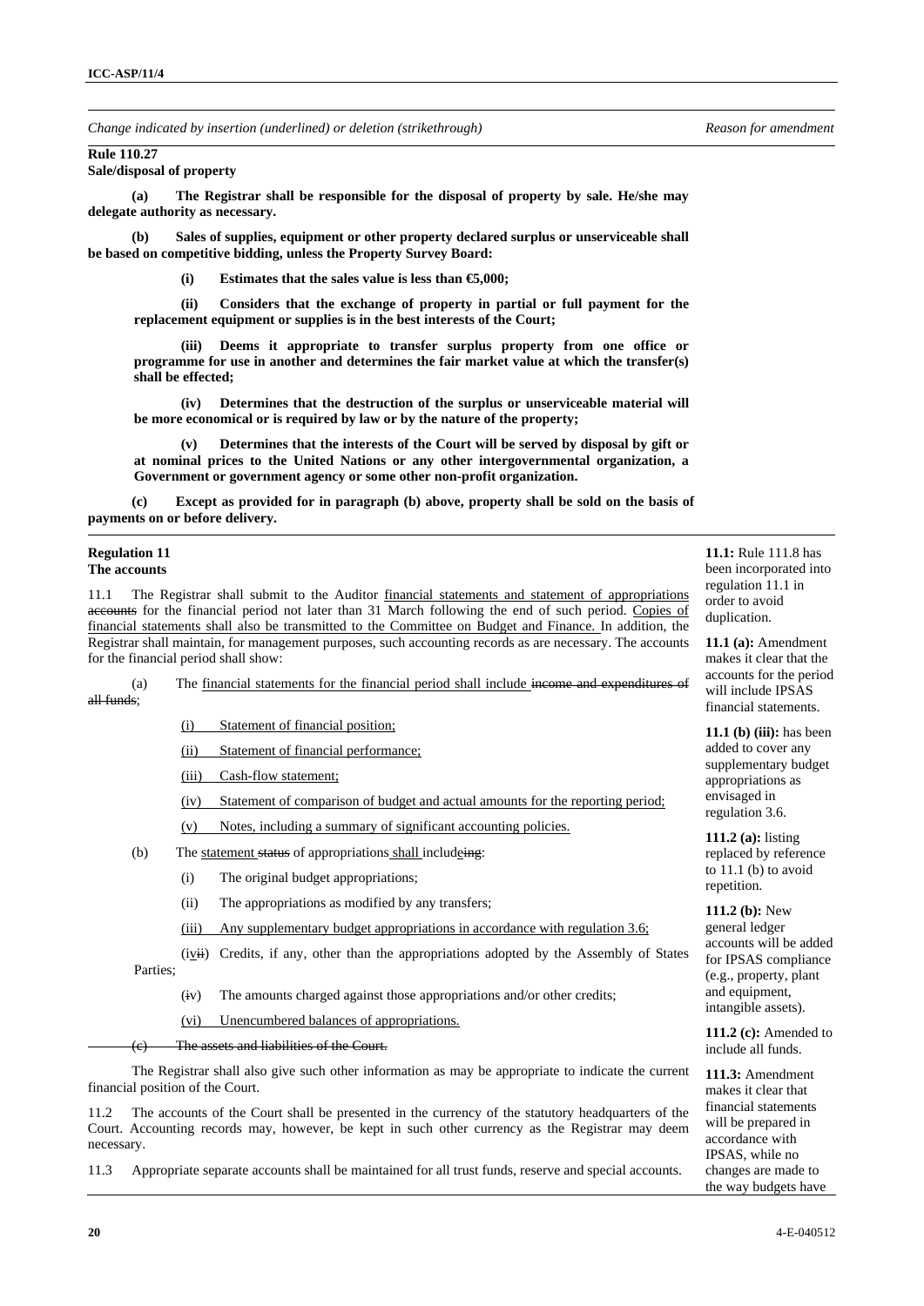*Change indicated by insertion (underlined) or deletion (strikethrough)* | *Reason for amendment*

**Rule 110.27**
**Sale/disposal of property**

**(a) The Registrar shall be responsible for the disposal of property by sale. He/she may delegate authority as necessary.**

**(b) Sales of supplies, equipment or other property declared surplus or unserviceable shall be based on competitive bidding, unless the Property Survey Board:**

**(i) Estimates that the sales value is less than €5,000;**

**(ii) Considers that the exchange of property in partial or full payment for the replacement equipment or supplies is in the best interests of the Court;**

**(iii) Deems it appropriate to transfer surplus property from one office or programme for use in another and determines the fair market value at which the transfer(s) shall be effected;**

**(iv) Determines that the destruction of the surplus or unserviceable material will be more economical or is required by law or by the nature of the property;**

**(v) Determines that the interests of the Court will be served by disposal by gift or at nominal prices to the United Nations or any other intergovernmental organization, a Government or government agency or some other non-profit organization.**

**(c) Except as provided for in paragraph (b) above, property shall be sold on the basis of payments on or before delivery.**

---

**Regulation 11**
**The accounts**

11.1 The Registrar shall submit to the Auditor <u>financial statements and statement of appropriations</u> ~~accounts~~ for the financial period not later than 31 March following the end of such period. <u>Copies of financial statements shall also be transmitted to the Committee on Budget and Finance.</u> In addition, the Registrar shall maintain, for management purposes, such accounting records as are necessary. The accounts for the financial period shall show:

(a) The <u>financial statements for the financial period shall include</u> ~~income and expenditures of all funds~~;

<u>(i) Statement of financial position;</u>

<u>(ii) Statement of financial performance;</u>

<u>(iii) Cash-flow statement;</u>

<u>(iv) Statement of comparison of budget and actual amounts for the reporting period;</u>

<u>(v) Notes, including a summary of significant accounting policies.</u>

(b) The <u>statement</u> ~~status~~ of appropriations <u>shall</u> includ<u>e</u>~~ing~~:

(i) The original budget appropriations;

(ii) The appropriations as modified by any transfers;

<u>(iii) Any supplementary budget appropriations in accordance with regulation 3.6;</u>

(i<u>v</u>~~ii~~) Credits, if any, other than the appropriations adopted by the Assembly of States Parties;

(~~i~~v) The amounts charged against those appropriations and/or other credits;

<u>(vi) Unencumbered balances of appropriations.</u>

~~(c) The assets and liabilities of the Court.~~

The Registrar shall also give such other information as may be appropriate to indicate the current financial position of the Court.

11.2 The accounts of the Court shall be presented in the currency of the statutory headquarters of the Court. Accounting records may, however, be kept in such other currency as the Registrar may deem necessary.

11.3 Appropriate separate accounts shall be maintained for all trust funds, reserve and special accounts.

*Reason for amendment:*

**11.1:** Rule 111.8 has been incorporated into regulation 11.1 in order to avoid duplication.

**11.1 (a):** Amendment makes it clear that the accounts for the period will include IPSAS financial statements.

**11.1 (b) (iii):** has been added to cover any supplementary budget appropriations as envisaged in regulation 3.6.

**111.2 (a):** listing replaced by reference to 11.1 (b) to avoid repetition.

**111.2 (b):** New general ledger accounts will be added for IPSAS compliance (e.g., property, plant and equipment, intangible assets).

**111.2 (c):** Amended to include all funds.

**111.3:** Amendment makes it clear that financial statements will be prepared in accordance with IPSAS, while no changes are made to the way budgets have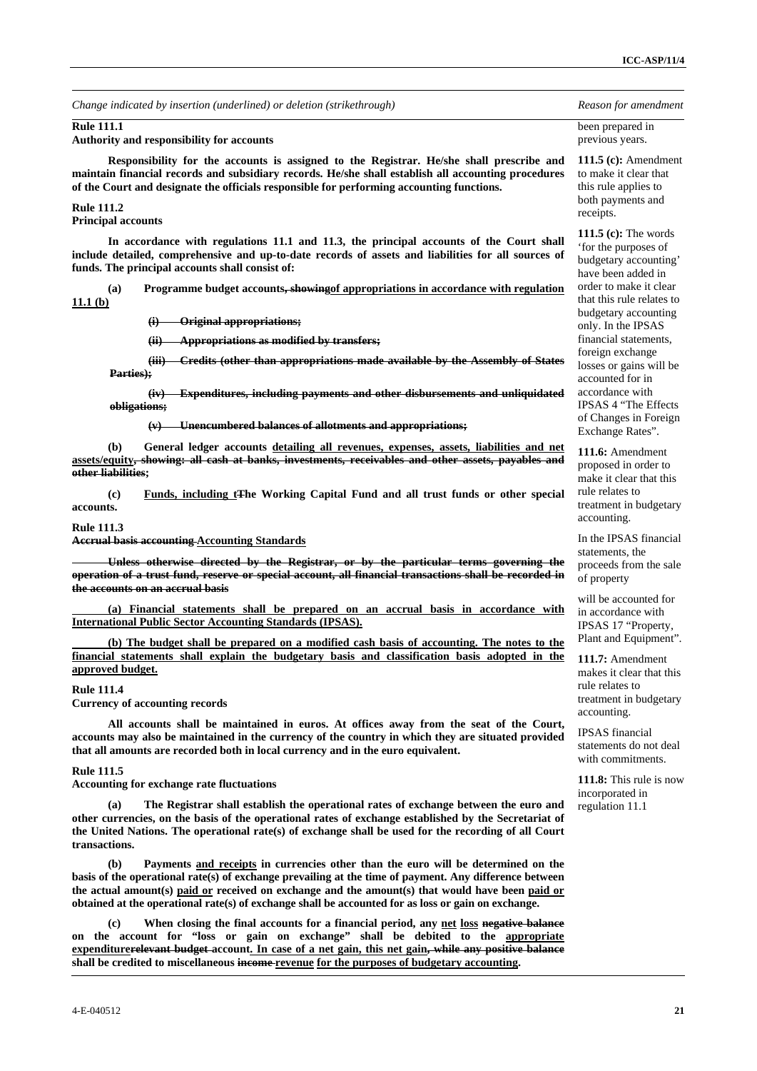| *Change indicated by insertion (underlined) or deletion (strikethrough)* | *Reason for amendment* |
|---|---|
| **Rule 111.1**<br>**Authority and responsibility for accounts**<br><br>**Responsibility for the accounts is assigned to the Registrar. He/she shall prescribe and maintain financial records and subsidiary records. He/she shall establish all accounting procedures of the Court and designate the officials responsible for performing accounting functions.**<br><br>**Rule 111.2**<br>**Principal accounts**<br><br>**In accordance with regulations 11.1 and 11.3, the principal accounts of the Court shall include detailed, comprehensive and up-to-date records of assets and liabilities for all sources of funds. The principal accounts shall consist of:**<br><br>**(a) Programme budget accounts~~, showing~~<u>of appropriations in accordance with regulation 11.1 (b)</u>**<br><br>**~~(i) Original appropriations;~~**<br><br>**~~(ii) Appropriations as modified by transfers;~~**<br><br>**~~(iii) Credits (other than appropriations made available by the Assembly of States Parties);~~**<br><br>**~~(iv) Expenditures, including payments and other disbursements and unliquidated obligations;~~**<br><br>**~~(v) Unencumbered balances of allotments and appropriations;~~**<br><br>**(b) General ledger accounts <u>detailing all revenues, expenses, assets, liabilities and net assets/equity</u>~~, showing: all cash at banks, investments, receivables and other assets, payables and other liabilities~~;**<br><br>**(c) <u>Funds, including t</u>~~T~~he Working Capital Fund and all trust funds or other special accounts.**<br><br>**Rule 111.3**<br>**~~Accrual basis accounting~~ <u>Accounting Standards</u>**<br><br>**~~Unless otherwise directed by the Registrar, or by the particular terms governing the operation of a trust fund, reserve or special account, all financial transactions shall be recorded in the accounts on an accrual basis~~**<br><br>**<u>(a) Financial statements shall be prepared on an accrual basis in accordance with International Public Sector Accounting Standards (IPSAS).</u>**<br><br>**<u>(b) The budget shall be prepared on a modified cash basis of accounting. The notes to the financial statements shall explain the budgetary basis and classification basis adopted in the approved budget.</u>**<br><br>**Rule 111.4**<br>**Currency of accounting records**<br><br>**All accounts shall be maintained in euros. At offices away from the seat of the Court, accounts may also be maintained in the currency of the country in which they are situated provided that all amounts are recorded both in local currency and in the euro equivalent.**<br><br>**Rule 111.5**<br>**Accounting for exchange rate fluctuations**<br><br>**(a) The Registrar shall establish the operational rates of exchange between the euro and other currencies, on the basis of the operational rates of exchange established by the Secretariat of the United Nations. The operational rate(s) of exchange shall be used for the recording of all Court transactions.**<br><br>**(b) Payments <u>and receipts</u> in currencies other than the euro will be determined on the basis of the operational rate(s) of exchange prevailing at the time of payment. Any difference between the actual amount(s) <u>paid or</u> received on exchange and the amount(s) that would have been <u>paid or</u> obtained at the operational rate(s) of exchange shall be accounted for as loss or gain on exchange.**<br><br>**(c) When closing the final accounts for a financial period, any <u>net loss</u> ~~negative balance~~ on the account for "loss or gain on exchange" shall be debited to the <u>appropriate expenditure</u>~~relevant budget~~ account<u>. In case of a net gain, this net gain</u>~~, while any positive balance~~ shall be credited to miscellaneous ~~income~~ <u>revenue</u> <u>for the purposes of budgetary accounting</u>.** | been prepared in previous years.<br><br>**111.5 (c):** Amendment to make it clear that this rule applies to both payments and receipts.<br><br>**111.5 (c):** The words 'for the purposes of budgetary accounting' have been added in order to make it clear that this rule relates to budgetary accounting only. In the IPSAS financial statements, foreign exchange losses or gains will be accounted for in accordance with IPSAS 4 "The Effects of Changes in Foreign Exchange Rates".<br><br>**111.6:** Amendment proposed in order to make it clear that this rule relates to treatment in budgetary accounting.<br><br>In the IPSAS financial statements, the proceeds from the sale of property will be accounted for in accordance with IPSAS 17 "Property, Plant and Equipment".<br><br>**111.7:** Amendment makes it clear that this rule relates to treatment in budgetary accounting.<br><br>IPSAS financial statements do not deal with commitments.<br><br>**111.8:** This rule is now incorporated in regulation 11.1 |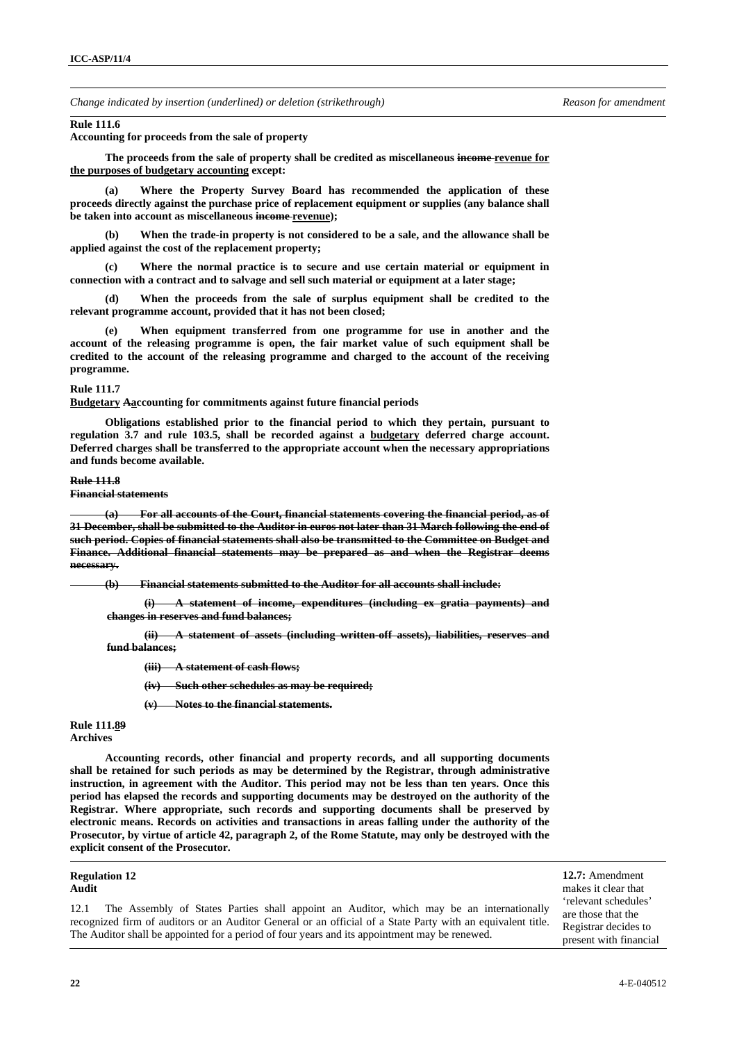*Change indicated by insertion (underlined) or deletion (strikethrough)* | *Reason for amendment*

**Rule 111.6**
**Accounting for proceeds from the sale of property**

**The proceeds from the sale of property shall be credited as miscellaneous ~~income~~ <u>revenue for the purposes of budgetary accounting</u> except:**

**(a) Where the Property Survey Board has recommended the application of these proceeds directly against the purchase price of replacement equipment or supplies (any balance shall be taken into account as miscellaneous ~~income~~ <u>revenue</u>);**

**(b) When the trade-in property is not considered to be a sale, and the allowance shall be applied against the cost of the replacement property;**

**(c) Where the normal practice is to secure and use certain material or equipment in connection with a contract and to salvage and sell such material or equipment at a later stage;**

**(d) When the proceeds from the sale of surplus equipment shall be credited to the relevant programme account, provided that it has not been closed;**

**(e) When equipment transferred from one programme for use in another and the account of the releasing programme is open, the fair market value of such equipment shall be credited to the account of the releasing programme and charged to the account of the receiving programme.**

**Rule 111.7**
**<u>Budgetary</u> ~~A~~<u>a</u>ccounting for commitments against future financial periods**

**Obligations established prior to the financial period to which they pertain, pursuant to regulation 3.7 and rule 103.5, shall be recorded against a <u>budgetary</u> deferred charge account. Deferred charges shall be transferred to the appropriate account when the necessary appropriations and funds become available.**

**~~Rule 111.8~~**
**~~Financial statements~~**

**~~(a) For all accounts of the Court, financial statements covering the financial period, as of 31 December, shall be submitted to the Auditor in euros not later than 31 March following the end of such period. Copies of financial statements shall also be transmitted to the Committee on Budget and Finance. Additional financial statements may be prepared as and when the Registrar deems necessary.~~**

**~~(b) Financial statements submitted to the Auditor for all accounts shall include:~~**

**~~(i) A statement of income, expenditures (including ex gratia payments) and changes in reserves and fund balances;~~**

**~~(ii) A statement of assets (including written-off assets), liabilities, reserves and fund balances;~~**

**~~(iii) A statement of cash flows;~~**

**~~(iv) Such other schedules as may be required;~~**

**~~(v) Notes to the financial statements.~~**

**Rule 111.<u>8</u>~~9~~**
**Archives**

**Accounting records, other financial and property records, and all supporting documents shall be retained for such periods as may be determined by the Registrar, through administrative instruction, in agreement with the Auditor. This period may not be less than ten years. Once this period has elapsed the records and supporting documents may be destroyed on the authority of the Registrar. Where appropriate, such records and supporting documents shall be preserved by electronic means. Records on activities and transactions in areas falling under the authority of the Prosecutor, by virtue of article 42, paragraph 2, of the Rome Statute, may only be destroyed with the explicit consent of the Prosecutor.**

**Regulation 12**
**Audit**

12.1 The Assembly of States Parties shall appoint an Auditor, which may be an internationally recognized firm of auditors or an Auditor General or an official of a State Party with an equivalent title. The Auditor shall be appointed for a period of four years and its appointment may be renewed.

**12.7:** Amendment makes it clear that 'relevant schedules' are those that the Registrar decides to present with financial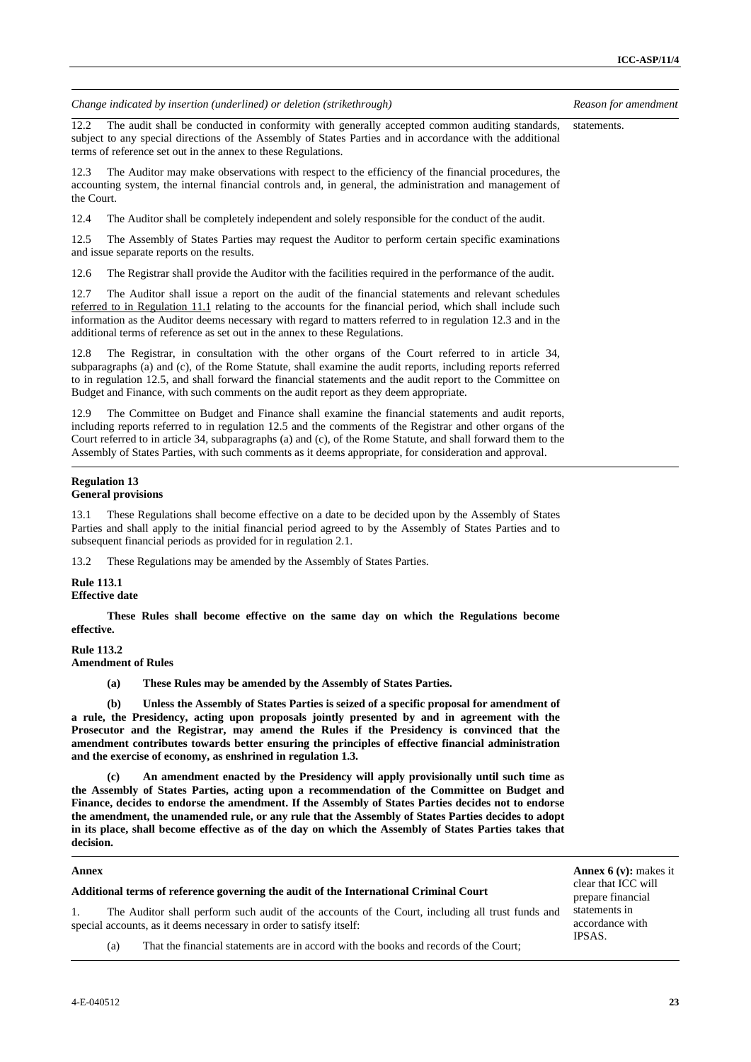| *Change indicated by insertion (underlined) or deletion (strikethrough)* | *Reason for amendment* |
|---|---|
| 12.2 The audit shall be conducted in conformity with generally accepted common auditing standards, subject to any special directions of the Assembly of States Parties and in accordance with the additional terms of reference set out in the annex to these Regulations.<br><br>12.3 The Auditor may make observations with respect to the efficiency of the financial procedures, the accounting system, the internal financial controls and, in general, the administration and management of the Court.<br><br>12.4 The Auditor shall be completely independent and solely responsible for the conduct of the audit.<br><br>12.5 The Assembly of States Parties may request the Auditor to perform certain specific examinations and issue separate reports on the results.<br><br>12.6 The Registrar shall provide the Auditor with the facilities required in the performance of the audit.<br><br>12.7 The Auditor shall issue a report on the audit of the financial statements and relevant schedules <u>referred to in Regulation 11.1</u> relating to the accounts for the financial period, which shall include such information as the Auditor deems necessary with regard to matters referred to in regulation 12.3 and in the additional terms of reference as set out in the annex to these Regulations.<br><br>12.8 The Registrar, in consultation with the other organs of the Court referred to in article 34, subparagraphs (a) and (c), of the Rome Statute, shall examine the audit reports, including reports referred to in regulation 12.5, and shall forward the financial statements and the audit report to the Committee on Budget and Finance, with such comments on the audit report as they deem appropriate.<br><br>12.9 The Committee on Budget and Finance shall examine the financial statements and audit reports, including reports referred to in regulation 12.5 and the comments of the Registrar and other organs of the Court referred to in article 34, subparagraphs (a) and (c), of the Rome Statute, and shall forward them to the Assembly of States Parties, with such comments as it deems appropriate, for consideration and approval. | statements. |
| **Regulation 13**<br>**General provisions**<br><br>13.1 These Regulations shall become effective on a date to be decided upon by the Assembly of States Parties and shall apply to the initial financial period agreed to by the Assembly of States Parties and to subsequent financial periods as provided for in regulation 2.1.<br><br>13.2 These Regulations may be amended by the Assembly of States Parties.<br><br>**Rule 113.1**<br>**Effective date**<br><br>**These Rules shall become effective on the same day on which the Regulations become effective.**<br><br>**Rule 113.2**<br>**Amendment of Rules**<br><br>**(a) These Rules may be amended by the Assembly of States Parties.**<br><br>**(b) Unless the Assembly of States Parties is seized of a specific proposal for amendment of a rule, the Presidency, acting upon proposals jointly presented by and in agreement with the Prosecutor and the Registrar, may amend the Rules if the Presidency is convinced that the amendment contributes towards better ensuring the principles of effective financial administration and the exercise of economy, as enshrined in regulation 1.3.**<br><br>**(c) An amendment enacted by the Presidency will apply provisionally until such time as the Assembly of States Parties, acting upon a recommendation of the Committee on Budget and Finance, decides to endorse the amendment. If the Assembly of States Parties decides not to endorse the amendment, the unamended rule, or any rule that the Assembly of States Parties decides to adopt in its place, shall become effective as of the day on which the Assembly of States Parties takes that decision.** | |
| **Annex**<br><br>**Additional terms of reference governing the audit of the International Criminal Court**<br><br>1. The Auditor shall perform such audit of the accounts of the Court, including all trust funds and special accounts, as it deems necessary in order to satisfy itself:<br><br>(a) That the financial statements are in accord with the books and records of the Court; | **Annex 6 (v):** makes it clear that ICC will prepare financial statements in accordance with IPSAS. |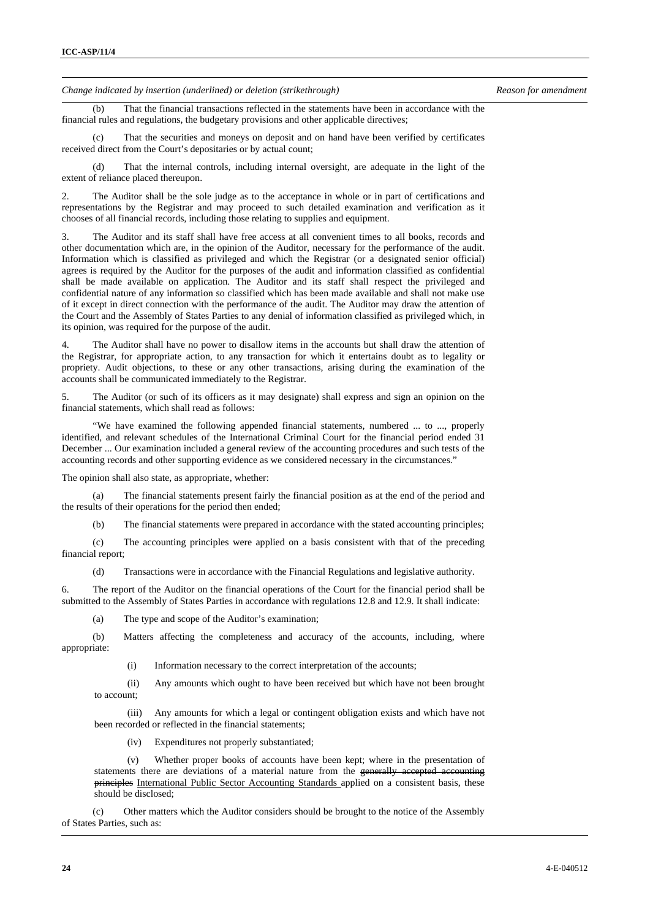*Change indicated by insertion (underlined) or deletion (strikethrough)* *Reason for amendment*

(b) That the financial transactions reflected in the statements have been in accordance with the financial rules and regulations, the budgetary provisions and other applicable directives;

(c) That the securities and moneys on deposit and on hand have been verified by certificates received direct from the Court's depositaries or by actual count;

(d) That the internal controls, including internal oversight, are adequate in the light of the extent of reliance placed thereupon.

2. The Auditor shall be the sole judge as to the acceptance in whole or in part of certifications and representations by the Registrar and may proceed to such detailed examination and verification as it chooses of all financial records, including those relating to supplies and equipment.

3. The Auditor and its staff shall have free access at all convenient times to all books, records and other documentation which are, in the opinion of the Auditor, necessary for the performance of the audit. Information which is classified as privileged and which the Registrar (or a designated senior official) agrees is required by the Auditor for the purposes of the audit and information classified as confidential shall be made available on application. The Auditor and its staff shall respect the privileged and confidential nature of any information so classified which has been made available and shall not make use of it except in direct connection with the performance of the audit. The Auditor may draw the attention of the Court and the Assembly of States Parties to any denial of information classified as privileged which, in its opinion, was required for the purpose of the audit.

4. The Auditor shall have no power to disallow items in the accounts but shall draw the attention of the Registrar, for appropriate action, to any transaction for which it entertains doubt as to legality or propriety. Audit objections, to these or any other transactions, arising during the examination of the accounts shall be communicated immediately to the Registrar.

5. The Auditor (or such of its officers as it may designate) shall express and sign an opinion on the financial statements, which shall read as follows:

"We have examined the following appended financial statements, numbered ... to ..., properly identified, and relevant schedules of the International Criminal Court for the financial period ended 31 December ... Our examination included a general review of the accounting procedures and such tests of the accounting records and other supporting evidence as we considered necessary in the circumstances."

The opinion shall also state, as appropriate, whether:

(a) The financial statements present fairly the financial position as at the end of the period and the results of their operations for the period then ended;

(b) The financial statements were prepared in accordance with the stated accounting principles;

(c) The accounting principles were applied on a basis consistent with that of the preceding financial report;

(d) Transactions were in accordance with the Financial Regulations and legislative authority.

6. The report of the Auditor on the financial operations of the Court for the financial period shall be submitted to the Assembly of States Parties in accordance with regulations 12.8 and 12.9. It shall indicate:

(a) The type and scope of the Auditor's examination;

(b) Matters affecting the completeness and accuracy of the accounts, including, where appropriate:

(i) Information necessary to the correct interpretation of the accounts;

(ii) Any amounts which ought to have been received but which have not been brought to account;

(iii) Any amounts for which a legal or contingent obligation exists and which have not been recorded or reflected in the financial statements;

(iv) Expenditures not properly substantiated;

(v) Whether proper books of accounts have been kept; where in the presentation of statements there are deviations of a material nature from the ~~generally accepted accounting principles~~ <u>International Public Sector Accounting Standards</u> applied on a consistent basis, these should be disclosed;

(c) Other matters which the Auditor considers should be brought to the notice of the Assembly of States Parties, such as: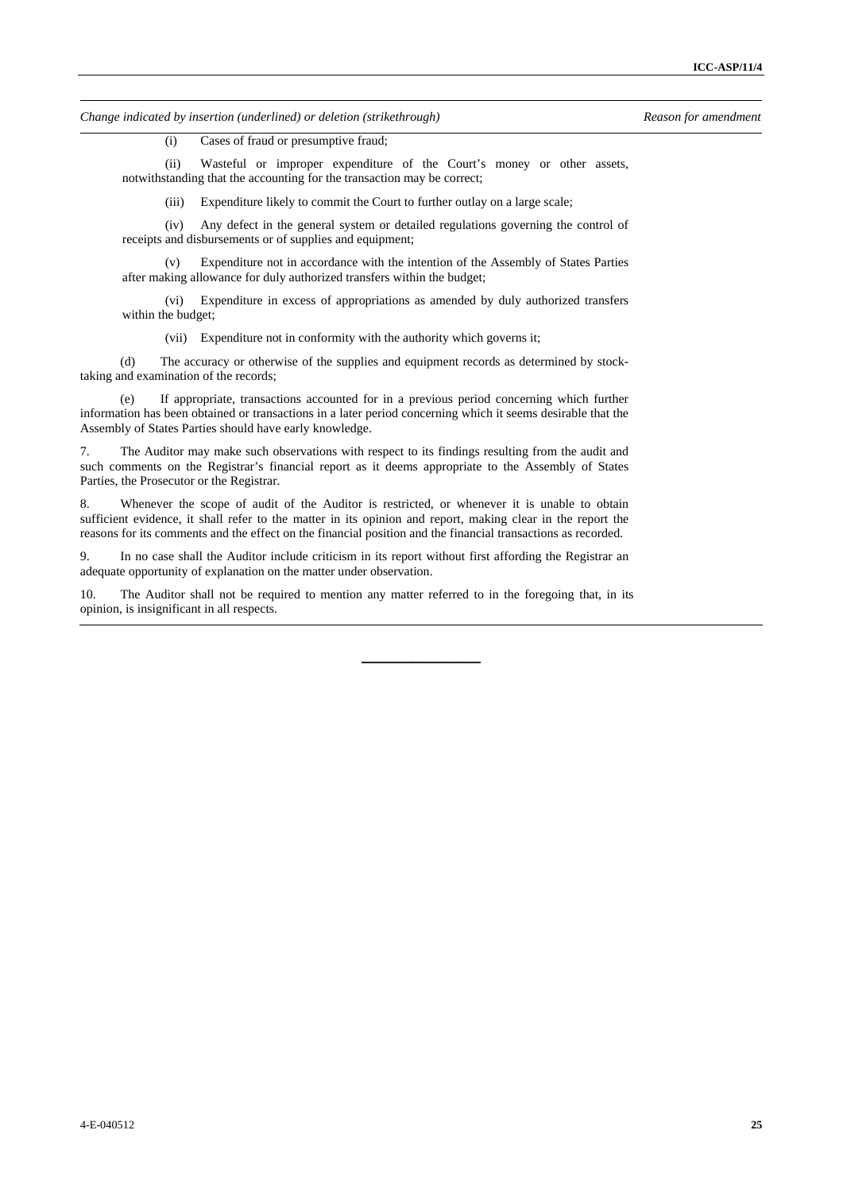*Change indicated by insertion (underlined) or deletion (strikethrough)* *Reason for amendment*

(i) Cases of fraud or presumptive fraud;

(ii) Wasteful or improper expenditure of the Court's money or other assets, notwithstanding that the accounting for the transaction may be correct;

(iii) Expenditure likely to commit the Court to further outlay on a large scale;

(iv) Any defect in the general system or detailed regulations governing the control of receipts and disbursements or of supplies and equipment;

(v) Expenditure not in accordance with the intention of the Assembly of States Parties after making allowance for duly authorized transfers within the budget;

(vi) Expenditure in excess of appropriations as amended by duly authorized transfers within the budget;

(vii) Expenditure not in conformity with the authority which governs it;

(d) The accuracy or otherwise of the supplies and equipment records as determined by stock-taking and examination of the records;

(e) If appropriate, transactions accounted for in a previous period concerning which further information has been obtained or transactions in a later period concerning which it seems desirable that the Assembly of States Parties should have early knowledge.

7. The Auditor may make such observations with respect to its findings resulting from the audit and such comments on the Registrar's financial report as it deems appropriate to the Assembly of States Parties, the Prosecutor or the Registrar.

8. Whenever the scope of audit of the Auditor is restricted, or whenever it is unable to obtain sufficient evidence, it shall refer to the matter in its opinion and report, making clear in the report the reasons for its comments and the effect on the financial position and the financial transactions as recorded.

9. In no case shall the Auditor include criticism in its report without first affording the Registrar an adequate opportunity of explanation on the matter under observation.

10. The Auditor shall not be required to mention any matter referred to in the foregoing that, in its opinion, is insignificant in all respects.